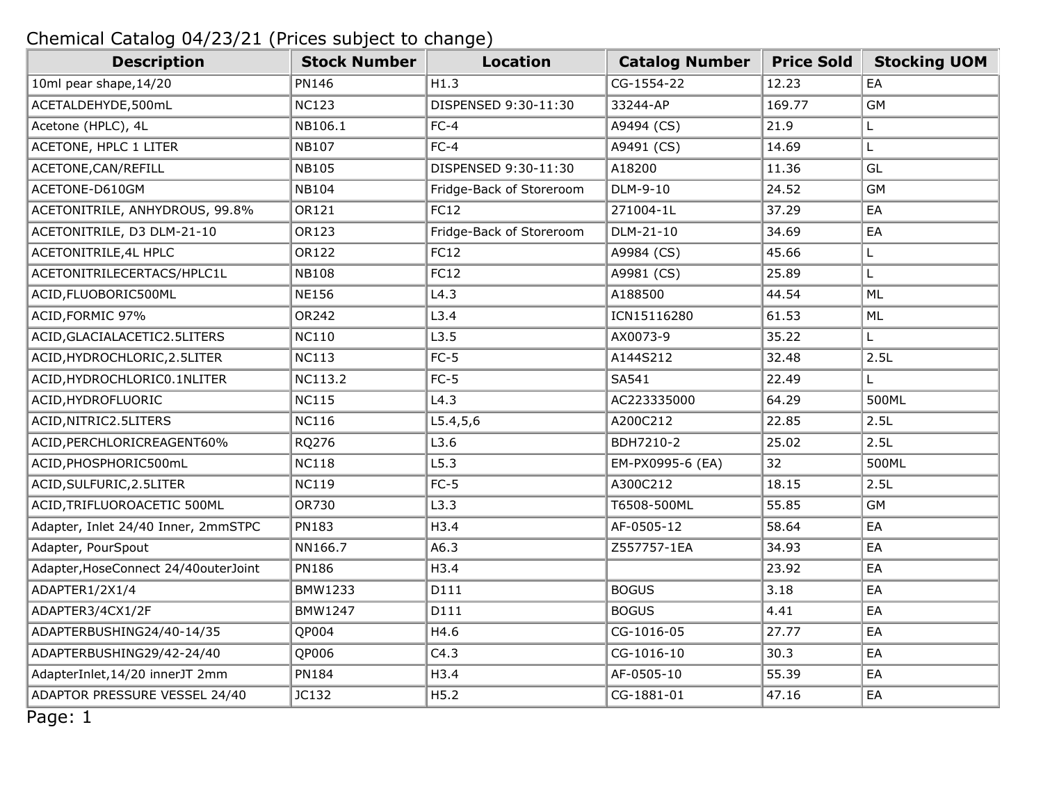Chemical Catalog 04/23/21 (Prices subject to change)

| Description | Stock Number | Location | Catalog Number | Price Sold | Stocking UOM |
|---|---|---|---|---|---|
| 10ml pear shape,14/20 | PN146 | H1.3 | CG-1554-22 | 12.23 | EA |
| ACETALDEHYDE,500mL | NC123 | DISPENSED 9:30-11:30 | 33244-AP | 169.77 | GM |
| Acetone (HPLC), 4L | NB106.1 | FC-4 | A9494 (CS) | 21.9 | L |
| ACETONE, HPLC 1 LITER | NB107 | FC-4 | A9491 (CS) | 14.69 | L |
| ACETONE,CAN/REFILL | NB105 | DISPENSED 9:30-11:30 | A18200 | 11.36 | GL |
| ACETONE-D610GM | NB104 | Fridge-Back of Storeroom | DLM-9-10 | 24.52 | GM |
| ACETONITRILE, ANHYDROUS, 99.8% | OR121 | FC12 | 271004-1L | 37.29 | EA |
| ACETONITRILE, D3 DLM-21-10 | OR123 | Fridge-Back of Storeroom | DLM-21-10 | 34.69 | EA |
| ACETONITRILE,4L HPLC | OR122 | FC12 | A9984 (CS) | 45.66 | L |
| ACETONITRILECERTACS/HPLC1L | NB108 | FC12 | A9981 (CS) | 25.89 | L |
| ACID,FLUOBORIC500ML | NE156 | L4.3 | A188500 | 44.54 | ML |
| ACID,FORMIC 97% | OR242 | L3.4 | ICN15116280 | 61.53 | ML |
| ACID,GLACIALACETIC2.5LITERS | NC110 | L3.5 | AX0073-9 | 35.22 | L |
| ACID,HYDROCHLORIC,2.5LITER | NC113 | FC-5 | A144S212 | 32.48 | 2.5L |
| ACID,HYDROCHLORIC0.1NLITER | NC113.2 | FC-5 | SA541 | 22.49 | L |
| ACID,HYDROFLUORIC | NC115 | L4.3 | AC223335000 | 64.29 | 500ML |
| ACID,NITRIC2.5LITERS | NC116 | L5.4,5,6 | A200C212 | 22.85 | 2.5L |
| ACID,PERCHLORICREAGENT60% | RQ276 | L3.6 | BDH7210-2 | 25.02 | 2.5L |
| ACID,PHOSPHORIC500mL | NC118 | L5.3 | EM-PX0995-6 (EA) | 32 | 500ML |
| ACID,SULFURIC,2.5LITER | NC119 | FC-5 | A300C212 | 18.15 | 2.5L |
| ACID,TRIFLUOROACETIC 500ML | OR730 | L3.3 | T6508-500ML | 55.85 | GM |
| Adapter, Inlet 24/40 Inner, 2mmSTPC | PN183 | H3.4 | AF-0505-12 | 58.64 | EA |
| Adapter, PourSpout | NN166.7 | A6.3 | Z557757-1EA | 34.93 | EA |
| Adapter,HoseConnect 24/40outerJoint | PN186 | H3.4 | | 23.92 | EA |
| ADAPTER1/2X1/4 | BMW1233 | D111 | BOGUS | 3.18 | EA |
| ADAPTER3/4CX1/2F | BMW1247 | D111 | BOGUS | 4.41 | EA |
| ADAPTERBUSHING24/40-14/35 | QP004 | H4.6 | CG-1016-05 | 27.77 | EA |
| ADAPTERBUSHING29/42-24/40 | QP006 | C4.3 | CG-1016-10 | 30.3 | EA |
| AdapterInlet,14/20 innerJT 2mm | PN184 | H3.4 | AF-0505-10 | 55.39 | EA |
| ADAPTOR PRESSURE VESSEL 24/40 | JC132 | H5.2 | CG-1881-01 | 47.16 | EA |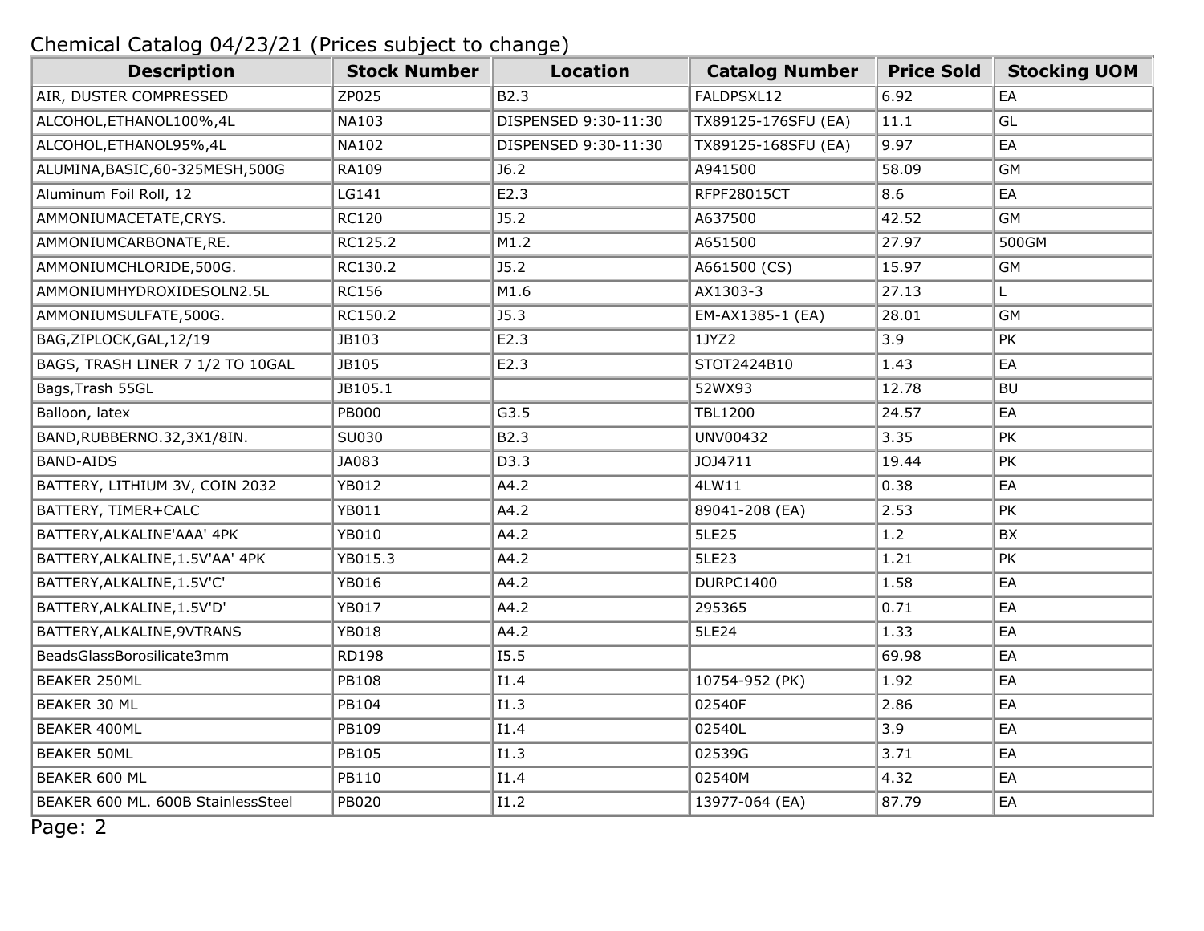Chemical Catalog 04/23/21 (Prices subject to change)

| Description | Stock Number | Location | Catalog Number | Price Sold | Stocking UOM |
|---|---|---|---|---|---|
| AIR, DUSTER COMPRESSED | ZP025 | B2.3 | FALDPSXL12 | 6.92 | EA |
| ALCOHOL,ETHANOL100%,4L | NA103 | DISPENSED 9:30-11:30 | TX89125-176SFU (EA) | 11.1 | GL |
| ALCOHOL,ETHANOL95%,4L | NA102 | DISPENSED 9:30-11:30 | TX89125-168SFU (EA) | 9.97 | EA |
| ALUMINA,BASIC,60-325MESH,500G | RA109 | J6.2 | A941500 | 58.09 | GM |
| Aluminum Foil Roll, 12 | LG141 | E2.3 | RFPF28015CT | 8.6 | EA |
| AMMONIUMACETATE,CRYS. | RC120 | J5.2 | A637500 | 42.52 | GM |
| AMMONIUMCARBONATE,RE. | RC125.2 | M1.2 | A651500 | 27.97 | 500GM |
| AMMONIUMCHLORIDE,500G. | RC130.2 | J5.2 | A661500 (CS) | 15.97 | GM |
| AMMONIUMHYDROXIDESOLN2.5L | RC156 | M1.6 | AX1303-3 | 27.13 | L |
| AMMONIUMSULFATE,500G. | RC150.2 | J5.3 | EM-AX1385-1 (EA) | 28.01 | GM |
| BAG,ZIPLOCK,GAL,12/19 | JB103 | E2.3 | 1JYZ2 | 3.9 | PK |
| BAGS, TRASH LINER 7 1/2 TO 10GAL | JB105 | E2.3 | STOT2424B10 | 1.43 | EA |
| Bags,Trash 55GL | JB105.1 | | 52WX93 | 12.78 | BU |
| Balloon, latex | PB000 | G3.5 | TBL1200 | 24.57 | EA |
| BAND,RUBBERNO.32,3X1/8IN. | SU030 | B2.3 | UNV00432 | 3.35 | PK |
| BAND-AIDS | JA083 | D3.3 | JOJ4711 | 19.44 | PK |
| BATTERY, LITHIUM 3V, COIN 2032 | YB012 | A4.2 | 4LW11 | 0.38 | EA |
| BATTERY, TIMER+CALC | YB011 | A4.2 | 89041-208 (EA) | 2.53 | PK |
| BATTERY,ALKALINE'AAA' 4PK | YB010 | A4.2 | 5LE25 | 1.2 | BX |
| BATTERY,ALKALINE,1.5V'AA' 4PK | YB015.3 | A4.2 | 5LE23 | 1.21 | PK |
| BATTERY,ALKALINE,1.5V'C' | YB016 | A4.2 | DURPC1400 | 1.58 | EA |
| BATTERY,ALKALINE,1.5V'D' | YB017 | A4.2 | 295365 | 0.71 | EA |
| BATTERY,ALKALINE,9VTRANS | YB018 | A4.2 | 5LE24 | 1.33 | EA |
| BeadsGlassBorosilicate3mm | RD198 | I5.5 | | 69.98 | EA |
| BEAKER 250ML | PB108 | I1.4 | 10754-952 (PK) | 1.92 | EA |
| BEAKER 30 ML | PB104 | I1.3 | 02540F | 2.86 | EA |
| BEAKER 400ML | PB109 | I1.4 | 02540L | 3.9 | EA |
| BEAKER 50ML | PB105 | I1.3 | 02539G | 3.71 | EA |
| BEAKER 600 ML | PB110 | I1.4 | 02540M | 4.32 | EA |
| BEAKER 600 ML. 600B StainlessSteel | PB020 | I1.2 | 13977-064 (EA) | 87.79 | EA |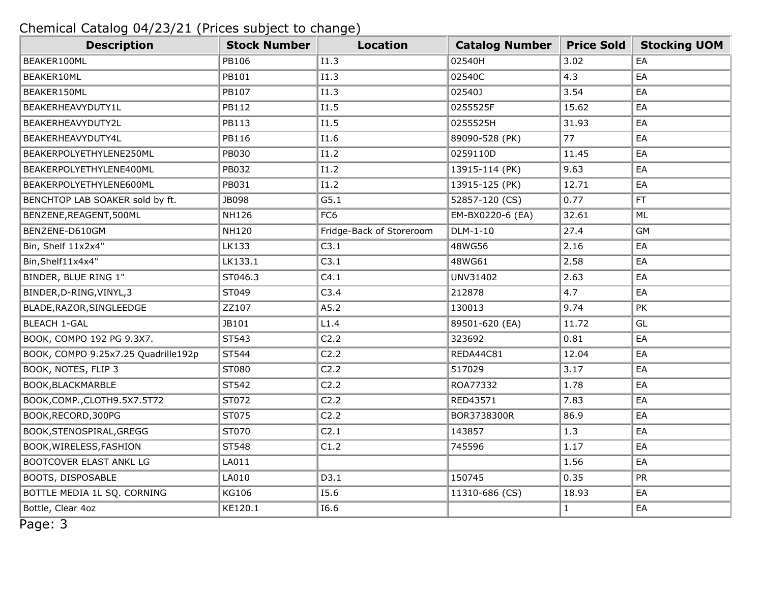Chemical Catalog 04/23/21 (Prices subject to change)

| Description | Stock Number | Location | Catalog Number | Price Sold | Stocking UOM |
| --- | --- | --- | --- | --- | --- |
| BEAKER100ML | PB106 | I1.3 | 02540H | 3.02 | EA |
| BEAKER10ML | PB101 | I1.3 | 02540C | 4.3 | EA |
| BEAKER150ML | PB107 | I1.3 | 02540J | 3.54 | EA |
| BEAKERHEAVYDUTY1L | PB112 | I1.5 | 0255525F | 15.62 | EA |
| BEAKERHEAVYDUTY2L | PB113 | I1.5 | 0255525H | 31.93 | EA |
| BEAKERHEAVYDUTY4L | PB116 | I1.6 | 89090-528 (PK) | 77 | EA |
| BEAKERPOLYETHYLENE250ML | PB030 | I1.2 | 0259110D | 11.45 | EA |
| BEAKERPOLYETHYLENE400ML | PB032 | I1.2 | 13915-114 (PK) | 9.63 | EA |
| BEAKERPOLYETHYLENE600ML | PB031 | I1.2 | 13915-125 (PK) | 12.71 | EA |
| BENCHTOP LAB SOAKER sold by ft. | JB098 | G5.1 | 52857-120 (CS) | 0.77 | FT |
| BENZENE,REAGENT,500ML | NH126 | FC6 | EM-BX0220-6 (EA) | 32.61 | ML |
| BENZENE-D610GM | NH120 | Fridge-Back of Storeroom | DLM-1-10 | 27.4 | GM |
| Bin, Shelf 11x2x4" | LK133 | C3.1 | 48WG56 | 2.16 | EA |
| Bin,Shelf11x4x4" | LK133.1 | C3.1 | 48WG61 | 2.58 | EA |
| BINDER, BLUE RING 1" | ST046.3 | C4.1 | UNV31402 | 2.63 | EA |
| BINDER,D-RING,VINYL,3 | ST049 | C3.4 | 212878 | 4.7 | EA |
| BLADE,RAZOR,SINGLEEDGE | ZZ107 | A5.2 | 130013 | 9.74 | PK |
| BLEACH 1-GAL | JB101 | L1.4 | 89501-620 (EA) | 11.72 | GL |
| BOOK, COMPO 192 PG 9.3X7. | ST543 | C2.2 | 323692 | 0.81 | EA |
| BOOK, COMPO 9.25x7.25 Quadrille192p | ST544 | C2.2 | REDA44C81 | 12.04 | EA |
| BOOK, NOTES, FLIP 3 | ST080 | C2.2 | 517029 | 3.17 | EA |
| BOOK,BLACKMARBLE | ST542 | C2.2 | ROA77332 | 1.78 | EA |
| BOOK,COMP.,CLOTH9.5X7.5T72 | ST072 | C2.2 | RED43571 | 7.83 | EA |
| BOOK,RECORD,300PG | ST075 | C2.2 | BOR3738300R | 86.9 | EA |
| BOOK,STENOSPIRAL,GREGG | ST070 | C2.1 | 143857 | 1.3 | EA |
| BOOK,WIRELESS,FASHION | ST548 | C1.2 | 745596 | 1.17 | EA |
| BOOTCOVER ELAST ANKL LG | LA011 | | | 1.56 | EA |
| BOOTS, DISPOSABLE | LA010 | D3.1 | 150745 | 0.35 | PR |
| BOTTLE MEDIA 1L SQ. CORNING | KG106 | I5.6 | 11310-686 (CS) | 18.93 | EA |
| Bottle, Clear 4oz | KE120.1 | I6.6 | | 1 | EA |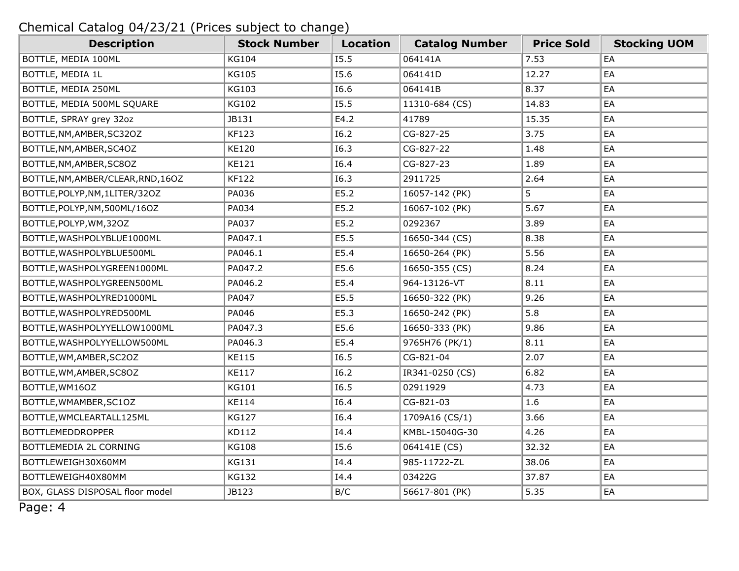Chemical Catalog 04/23/21 (Prices subject to change)

| Description | Stock Number | Location | Catalog Number | Price Sold | Stocking UOM |
|---|---|---|---|---|---|
| BOTTLE, MEDIA 100ML | KG104 | I5.5 | 064141A | 7.53 | EA |
| BOTTLE, MEDIA 1L | KG105 | I5.6 | 064141D | 12.27 | EA |
| BOTTLE, MEDIA 250ML | KG103 | I6.6 | 064141B | 8.37 | EA |
| BOTTLE, MEDIA 500ML SQUARE | KG102 | I5.5 | 11310-684 (CS) | 14.83 | EA |
| BOTTLE, SPRAY grey 32oz | JB131 | E4.2 | 41789 | 15.35 | EA |
| BOTTLE,NM,AMBER,SC32OZ | KF123 | I6.2 | CG-827-25 | 3.75 | EA |
| BOTTLE,NM,AMBER,SC4OZ | KE120 | I6.3 | CG-827-22 | 1.48 | EA |
| BOTTLE,NM,AMBER,SC8OZ | KE121 | I6.4 | CG-827-23 | 1.89 | EA |
| BOTTLE,NM,AMBER/CLEAR,RND,16OZ | KF122 | I6.3 | 2911725 | 2.64 | EA |
| BOTTLE,POLYP,NM,1LITER/32OZ | PA036 | E5.2 | 16057-142 (PK) | 5 | EA |
| BOTTLE,POLYP,NM,500ML/16OZ | PA034 | E5.2 | 16067-102 (PK) | 5.67 | EA |
| BOTTLE,POLYP,WM,32OZ | PA037 | E5.2 | 0292367 | 3.89 | EA |
| BOTTLE,WASHPOLYBLUE1000ML | PA047.1 | E5.5 | 16650-344 (CS) | 8.38 | EA |
| BOTTLE,WASHPOLYBLUE500ML | PA046.1 | E5.4 | 16650-264 (PK) | 5.56 | EA |
| BOTTLE,WASHPOLYGREEN1000ML | PA047.2 | E5.6 | 16650-355 (CS) | 8.24 | EA |
| BOTTLE,WASHPOLYGREEN500ML | PA046.2 | E5.4 | 964-13126-VT | 8.11 | EA |
| BOTTLE,WASHPOLYRED1000ML | PA047 | E5.5 | 16650-322 (PK) | 9.26 | EA |
| BOTTLE,WASHPOLYRED500ML | PA046 | E5.3 | 16650-242 (PK) | 5.8 | EA |
| BOTTLE,WASHPOLYYELLOW1000ML | PA047.3 | E5.6 | 16650-333 (PK) | 9.86 | EA |
| BOTTLE,WASHPOLYYELLOW500ML | PA046.3 | E5.4 | 9765H76 (PK/1) | 8.11 | EA |
| BOTTLE,WM,AMBER,SC2OZ | KE115 | I6.5 | CG-821-04 | 2.07 | EA |
| BOTTLE,WM,AMBER,SC8OZ | KE117 | I6.2 | IR341-0250 (CS) | 6.82 | EA |
| BOTTLE,WM16OZ | KG101 | I6.5 | 02911929 | 4.73 | EA |
| BOTTLE,WMAMBER,SC1OZ | KE114 | I6.4 | CG-821-03 | 1.6 | EA |
| BOTTLE,WMCLEARTALL125ML | KG127 | I6.4 | 1709A16 (CS/1) | 3.66 | EA |
| BOTTLEMEDDROPPER | KD112 | I4.4 | KMBL-15040G-30 | 4.26 | EA |
| BOTTLEMEDIA 2L CORNING | KG108 | I5.6 | 064141E (CS) | 32.32 | EA |
| BOTTLEWEIGH30X60MM | KG131 | I4.4 | 985-11722-ZL | 38.06 | EA |
| BOTTLEWEIGH40X80MM | KG132 | I4.4 | 03422G | 37.87 | EA |
| BOX, GLASS DISPOSAL floor model | JB123 | B/C | 56617-801 (PK) | 5.35 | EA |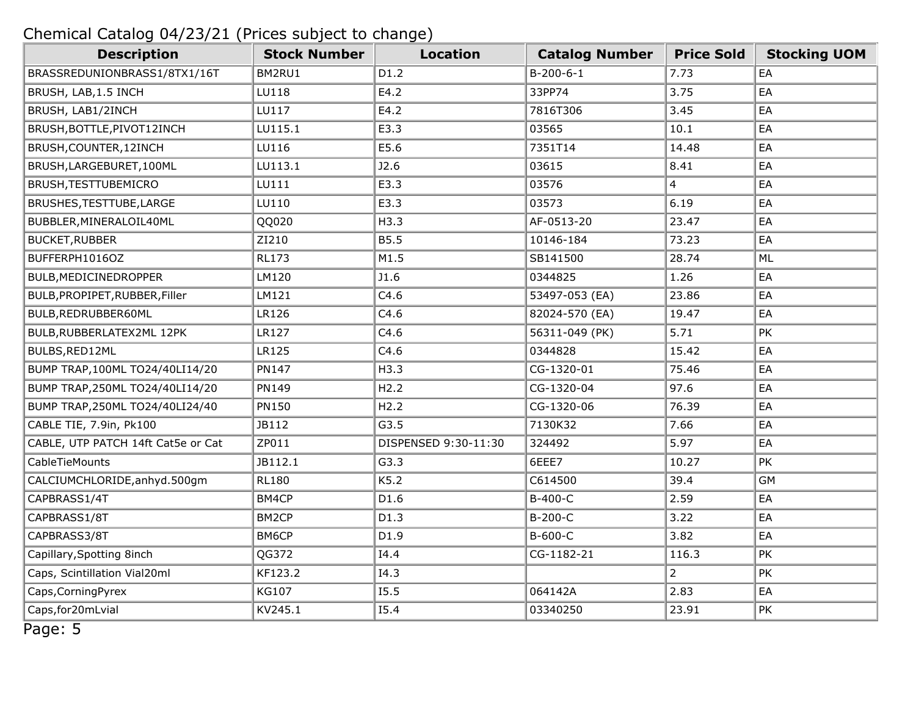Chemical Catalog 04/23/21 (Prices subject to change)

| Description | Stock Number | Location | Catalog Number | Price Sold | Stocking UOM |
|---|---|---|---|---|---|
| BRASSREDUNIONBRASS1/8TX1/16T | BM2RU1 | D1.2 | B-200-6-1 | 7.73 | EA |
| BRUSH, LAB,1.5 INCH | LU118 | E4.2 | 33PP74 | 3.75 | EA |
| BRUSH, LAB1/2INCH | LU117 | E4.2 | 7816T306 | 3.45 | EA |
| BRUSH,BOTTLE,PIVOT12INCH | LU115.1 | E3.3 | 03565 | 10.1 | EA |
| BRUSH,COUNTER,12INCH | LU116 | E5.6 | 7351T14 | 14.48 | EA |
| BRUSH,LARGEBURET,100ML | LU113.1 | J2.6 | 03615 | 8.41 | EA |
| BRUSH,TESTTUBEMICRO | LU111 | E3.3 | 03576 | 4 | EA |
| BRUSHES,TESTTUBE,LARGE | LU110 | E3.3 | 03573 | 6.19 | EA |
| BUBBLER,MINERALOIL40ML | QQ020 | H3.3 | AF-0513-20 | 23.47 | EA |
| BUCKET,RUBBER | ZI210 | B5.5 | 10146-184 | 73.23 | EA |
| BUFFERPH1016OZ | RL173 | M1.5 | SB141500 | 28.74 | ML |
| BULB,MEDICINEDROPPER | LM120 | J1.6 | 0344825 | 1.26 | EA |
| BULB,PROPIPET,RUBBER,Filler | LM121 | C4.6 | 53497-053 (EA) | 23.86 | EA |
| BULB,REDRUBBER60ML | LR126 | C4.6 | 82024-570 (EA) | 19.47 | EA |
| BULB,RUBBERLATEX2ML 12PK | LR127 | C4.6 | 56311-049 (PK) | 5.71 | PK |
| BULBS,RED12ML | LR125 | C4.6 | 0344828 | 15.42 | EA |
| BUMP TRAP,100ML TO24/40LI14/20 | PN147 | H3.3 | CG-1320-01 | 75.46 | EA |
| BUMP TRAP,250ML TO24/40LI14/20 | PN149 | H2.2 | CG-1320-04 | 97.6 | EA |
| BUMP TRAP,250ML TO24/40LI24/40 | PN150 | H2.2 | CG-1320-06 | 76.39 | EA |
| CABLE TIE, 7.9in, Pk100 | JB112 | G3.5 | 7130K32 | 7.66 | EA |
| CABLE, UTP PATCH 14ft Cat5e or Cat | ZP011 | DISPENSED 9:30-11:30 | 324492 | 5.97 | EA |
| CableTieMounts | JB112.1 | G3.3 | 6EEE7 | 10.27 | PK |
| CALCIUMCHLORIDE,anhyd.500gm | RL180 | K5.2 | C614500 | 39.4 | GM |
| CAPBRASS1/4T | BM4CP | D1.6 | B-400-C | 2.59 | EA |
| CAPBRASS1/8T | BM2CP | D1.3 | B-200-C | 3.22 | EA |
| CAPBRASS3/8T | BM6CP | D1.9 | B-600-C | 3.82 | EA |
| Capillary,Spotting 8inch | QG372 | I4.4 | CG-1182-21 | 116.3 | PK |
| Caps, Scintillation Vial20ml | KF123.2 | I4.3 | | 2 | PK |
| Caps,CorningPyrex | KG107 | I5.5 | 064142A | 2.83 | EA |
| Caps,for20mLvial | KV245.1 | I5.4 | 03340250 | 23.91 | PK |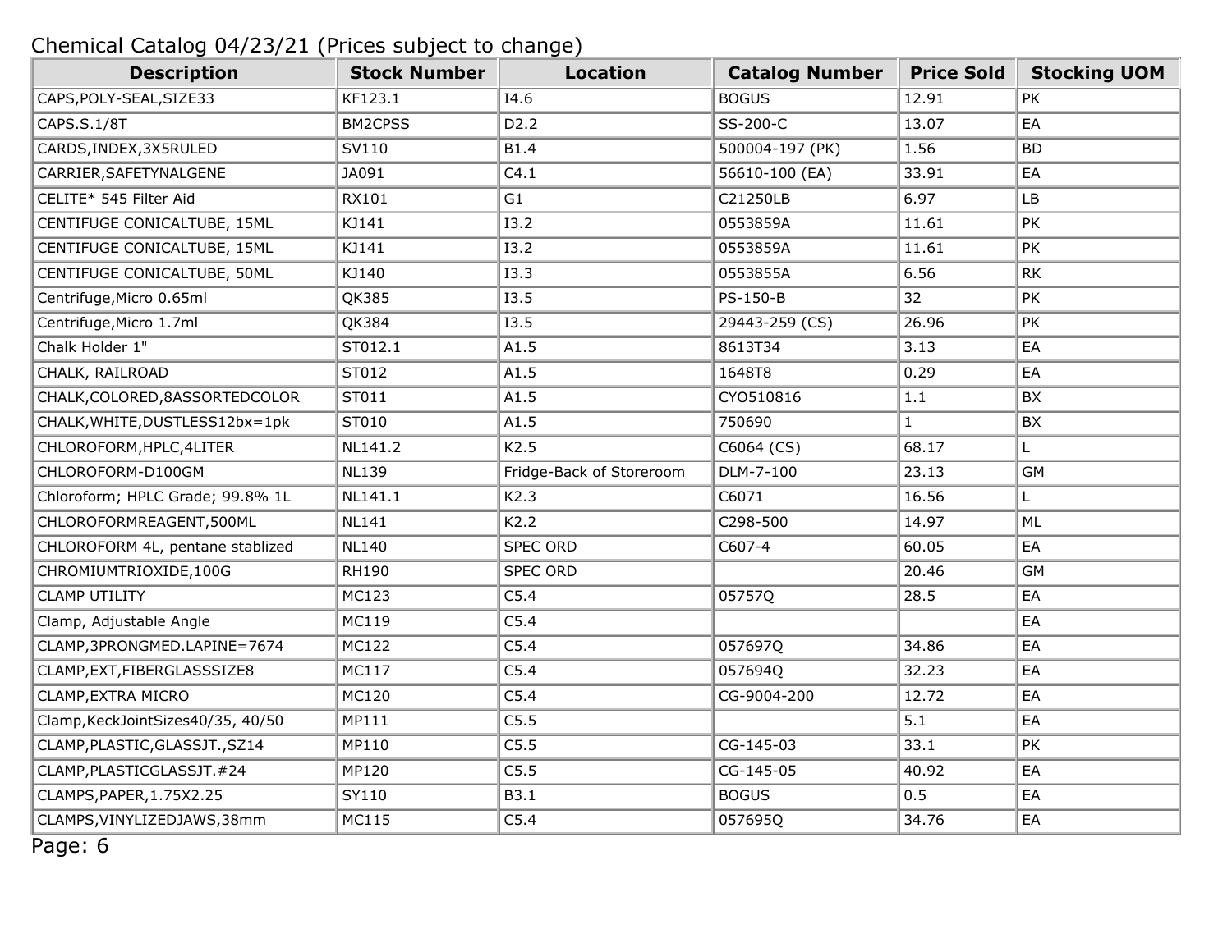Chemical Catalog 04/23/21 (Prices subject to change)

| Description | Stock Number | Location | Catalog Number | Price Sold | Stocking UOM |
|---|---|---|---|---|---|
| CAPS,POLY-SEAL,SIZE33 | KF123.1 | I4.6 | BOGUS | 12.91 | PK |
| CAPS.S.1/8T | BM2CPSS | D2.2 | SS-200-C | 13.07 | EA |
| CARDS,INDEX,3X5RULED | SV110 | B1.4 | 500004-197 (PK) | 1.56 | BD |
| CARRIER,SAFETYNALGENE | JA091 | C4.1 | 56610-100 (EA) | 33.91 | EA |
| CELITE* 545 Filter Aid | RX101 | G1 | C21250LB | 6.97 | LB |
| CENTIFUGE CONICALTUBE, 15ML | KJ141 | I3.2 | 0553859A | 11.61 | PK |
| CENTIFUGE CONICALTUBE, 15ML | KJ141 | I3.2 | 0553859A | 11.61 | PK |
| CENTIFUGE CONICALTUBE, 50ML | KJ140 | I3.3 | 0553855A | 6.56 | RK |
| Centrifuge,Micro 0.65ml | QK385 | I3.5 | PS-150-B | 32 | PK |
| Centrifuge,Micro 1.7ml | QK384 | I3.5 | 29443-259 (CS) | 26.96 | PK |
| Chalk Holder 1" | ST012.1 | A1.5 | 8613T34 | 3.13 | EA |
| CHALK, RAILROAD | ST012 | A1.5 | 1648T8 | 0.29 | EA |
| CHALK,COLORED,8ASSORTEDCOLOR | ST011 | A1.5 | CYO510816 | 1.1 | BX |
| CHALK,WHITE,DUSTLESS12bx=1pk | ST010 | A1.5 | 750690 | 1 | BX |
| CHLOROFORM,HPLC,4LITER | NL141.2 | K2.5 | C6064 (CS) | 68.17 | L |
| CHLOROFORM-D100GM | NL139 | Fridge-Back of Storeroom | DLM-7-100 | 23.13 | GM |
| Chloroform; HPLC Grade; 99.8% 1L | NL141.1 | K2.3 | C6071 | 16.56 | L |
| CHLOROFORMREAGENT,500ML | NL141 | K2.2 | C298-500 | 14.97 | ML |
| CHLOROFORM 4L, pentane stablized | NL140 | SPEC ORD | C607-4 | 60.05 | EA |
| CHROMIUMTRIOXIDE,100G | RH190 | SPEC ORD | | 20.46 | GM |
| CLAMP UTILITY | MC123 | C5.4 | 05757Q | 28.5 | EA |
| Clamp, Adjustable Angle | MC119 | C5.4 | | | EA |
| CLAMP,3PRONGMED.LAPINE=7674 | MC122 | C5.4 | 057697Q | 34.86 | EA |
| CLAMP,EXT,FIBERGLASSSIZE8 | MC117 | C5.4 | 057694Q | 32.23 | EA |
| CLAMP,EXTRA MICRO | MC120 | C5.4 | CG-9004-200 | 12.72 | EA |
| Clamp,KeckJointSizes40/35, 40/50 | MP111 | C5.5 | | 5.1 | EA |
| CLAMP,PLASTIC,GLASSJT.,SZ14 | MP110 | C5.5 | CG-145-03 | 33.1 | PK |
| CLAMP,PLASTICGLASSJT.#24 | MP120 | C5.5 | CG-145-05 | 40.92 | EA |
| CLAMPS,PAPER,1.75X2.25 | SY110 | B3.1 | BOGUS | 0.5 | EA |
| CLAMPS,VINYLIZEDJAWS,38mm | MC115 | C5.4 | 057695Q | 34.76 | EA |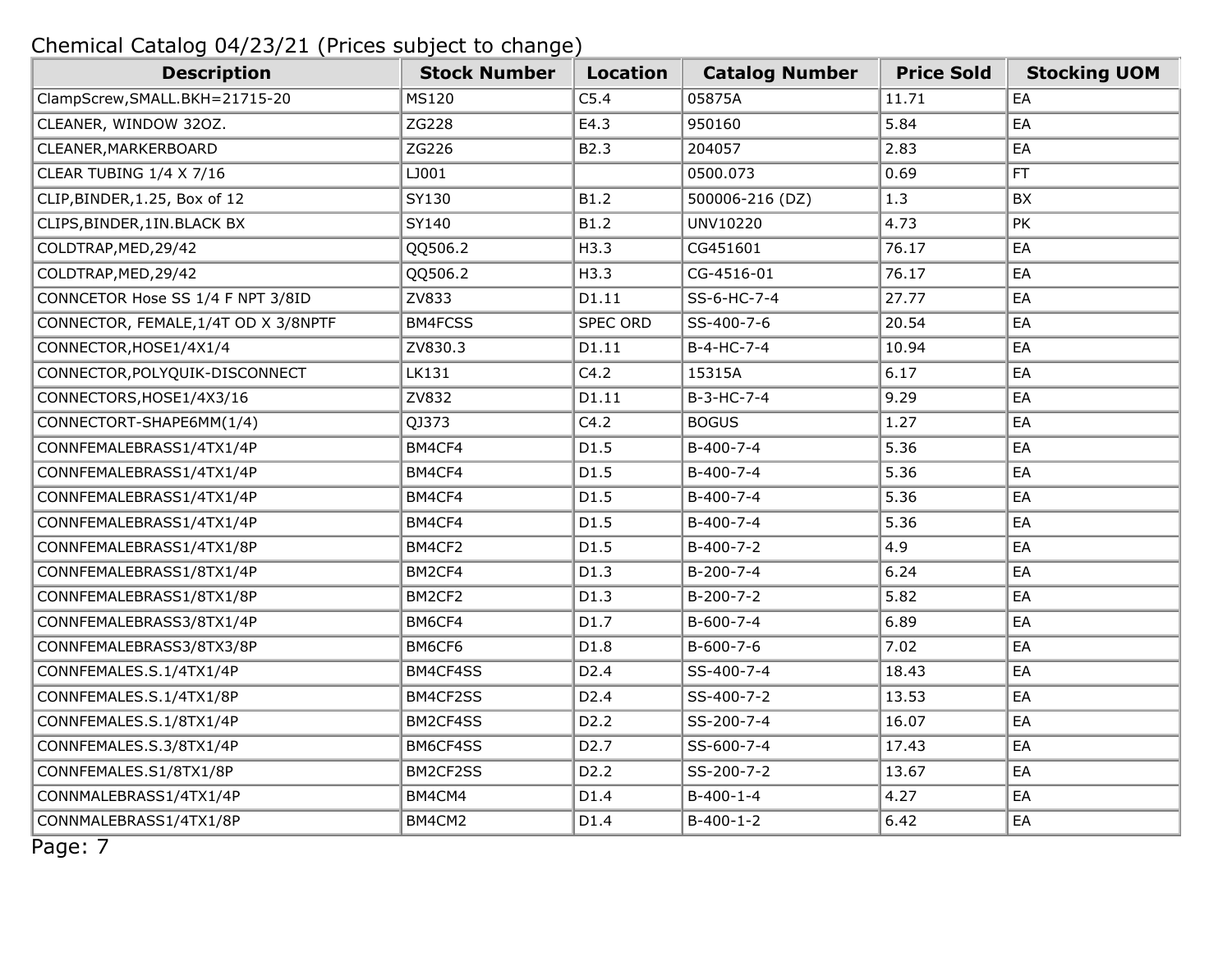Chemical Catalog 04/23/21 (Prices subject to change)

| Description | Stock Number | Location | Catalog Number | Price Sold | Stocking UOM |
|---|---|---|---|---|---|
| ClampScrew,SMALL.BKH=21715-20 | MS120 | C5.4 | 05875A | 11.71 | EA |
| CLEANER, WINDOW 32OZ. | ZG228 | E4.3 | 950160 | 5.84 | EA |
| CLEANER,MARKERBOARD | ZG226 | B2.3 | 204057 | 2.83 | EA |
| CLEAR TUBING 1/4 X 7/16 | LJ001 | | 0500.073 | 0.69 | FT |
| CLIP,BINDER,1.25, Box of 12 | SY130 | B1.2 | 500006-216 (DZ) | 1.3 | BX |
| CLIPS,BINDER,1IN.BLACK BX | SY140 | B1.2 | UNV10220 | 4.73 | PK |
| COLDTRAP,MED,29/42 | QQ506.2 | H3.3 | CG451601 | 76.17 | EA |
| COLDTRAP,MED,29/42 | QQ506.2 | H3.3 | CG-4516-01 | 76.17 | EA |
| CONNCETOR Hose SS 1/4 F NPT 3/8ID | ZV833 | D1.11 | SS-6-HC-7-4 | 27.77 | EA |
| CONNECTOR, FEMALE,1/4T OD X 3/8NPTF | BM4FCSS | SPEC ORD | SS-400-7-6 | 20.54 | EA |
| CONNECTOR,HOSE1/4X1/4 | ZV830.3 | D1.11 | B-4-HC-7-4 | 10.94 | EA |
| CONNECTOR,POLYQUIK-DISCONNECT | LK131 | C4.2 | 15315A | 6.17 | EA |
| CONNECTORS,HOSE1/4X3/16 | ZV832 | D1.11 | B-3-HC-7-4 | 9.29 | EA |
| CONNECTORT-SHAPE6MM(1/4) | QJ373 | C4.2 | BOGUS | 1.27 | EA |
| CONNFEMALEBRASS1/4TX1/4P | BM4CF4 | D1.5 | B-400-7-4 | 5.36 | EA |
| CONNFEMALEBRASS1/4TX1/4P | BM4CF4 | D1.5 | B-400-7-4 | 5.36 | EA |
| CONNFEMALEBRASS1/4TX1/4P | BM4CF4 | D1.5 | B-400-7-4 | 5.36 | EA |
| CONNFEMALEBRASS1/4TX1/4P | BM4CF4 | D1.5 | B-400-7-4 | 5.36 | EA |
| CONNFEMALEBRASS1/4TX1/8P | BM4CF2 | D1.5 | B-400-7-2 | 4.9 | EA |
| CONNFEMALEBRASS1/8TX1/4P | BM2CF4 | D1.3 | B-200-7-4 | 6.24 | EA |
| CONNFEMALEBRASS1/8TX1/8P | BM2CF2 | D1.3 | B-200-7-2 | 5.82 | EA |
| CONNFEMALEBRASS3/8TX1/4P | BM6CF4 | D1.7 | B-600-7-4 | 6.89 | EA |
| CONNFEMALEBRASS3/8TX3/8P | BM6CF6 | D1.8 | B-600-7-6 | 7.02 | EA |
| CONNFEMALES.S.1/4TX1/4P | BM4CF4SS | D2.4 | SS-400-7-4 | 18.43 | EA |
| CONNFEMALES.S.1/4TX1/8P | BM4CF2SS | D2.4 | SS-400-7-2 | 13.53 | EA |
| CONNFEMALES.S.1/8TX1/4P | BM2CF4SS | D2.2 | SS-200-7-4 | 16.07 | EA |
| CONNFEMALES.S.3/8TX1/4P | BM6CF4SS | D2.7 | SS-600-7-4 | 17.43 | EA |
| CONNFEMALES.S1/8TX1/8P | BM2CF2SS | D2.2 | SS-200-7-2 | 13.67 | EA |
| CONNMALEBRASS1/4TX1/4P | BM4CM4 | D1.4 | B-400-1-4 | 4.27 | EA |
| CONNMALEBRASS1/4TX1/8P | BM4CM2 | D1.4 | B-400-1-2 | 6.42 | EA |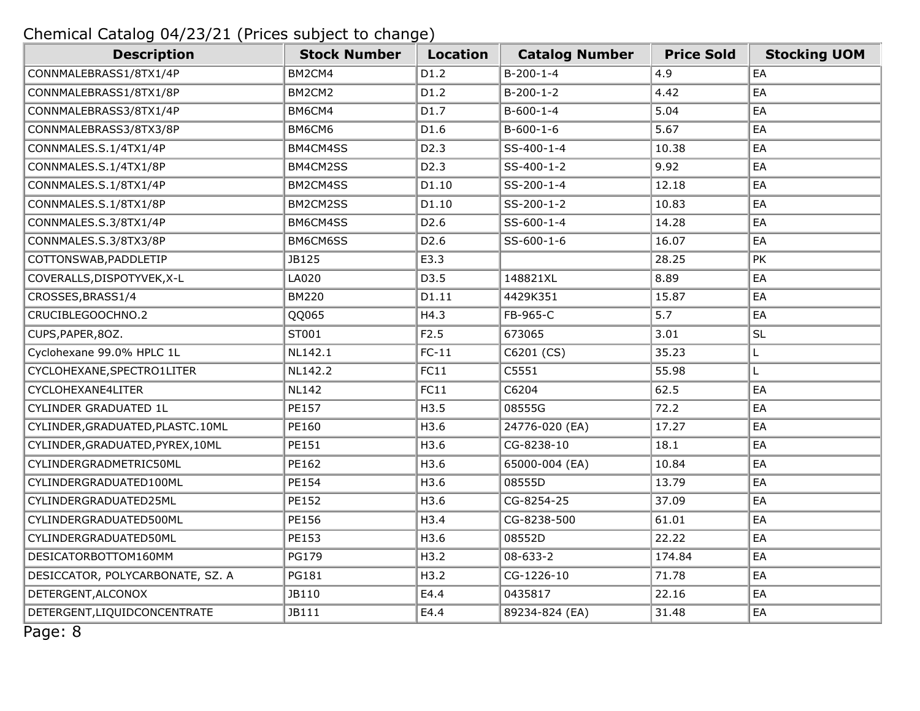Chemical Catalog 04/23/21 (Prices subject to change)

| Description | Stock Number | Location | Catalog Number | Price Sold | Stocking UOM |
|---|---|---|---|---|---|
| CONNMALEBRASS1/8TX1/4P | BM2CM4 | D1.2 | B-200-1-4 | 4.9 | EA |
| CONNMALEBRASS1/8TX1/8P | BM2CM2 | D1.2 | B-200-1-2 | 4.42 | EA |
| CONNMALEBRASS3/8TX1/4P | BM6CM4 | D1.7 | B-600-1-4 | 5.04 | EA |
| CONNMALEBRASS3/8TX3/8P | BM6CM6 | D1.6 | B-600-1-6 | 5.67 | EA |
| CONNMALES.S.1/4TX1/4P | BM4CM4SS | D2.3 | SS-400-1-4 | 10.38 | EA |
| CONNMALES.S.1/4TX1/8P | BM4CM2SS | D2.3 | SS-400-1-2 | 9.92 | EA |
| CONNMALES.S.1/8TX1/4P | BM2CM4SS | D1.10 | SS-200-1-4 | 12.18 | EA |
| CONNMALES.S.1/8TX1/8P | BM2CM2SS | D1.10 | SS-200-1-2 | 10.83 | EA |
| CONNMALES.S.3/8TX1/4P | BM6CM4SS | D2.6 | SS-600-1-4 | 14.28 | EA |
| CONNMALES.S.3/8TX3/8P | BM6CM6SS | D2.6 | SS-600-1-6 | 16.07 | EA |
| COTTONSWAB,PADDLETIP | JB125 | E3.3 | | 28.25 | PK |
| COVERALLS,DISPOTYVEK,X-L | LA020 | D3.5 | 148821XL | 8.89 | EA |
| CROSSES,BRASS1/4 | BM220 | D1.11 | 4429K351 | 15.87 | EA |
| CRUCIBLEGOOCHNO.2 | QQ065 | H4.3 | FB-965-C | 5.7 | EA |
| CUPS,PAPER,8OZ. | ST001 | F2.5 | 673065 | 3.01 | SL |
| Cyclohexane 99.0% HPLC 1L | NL142.1 | FC-11 | C6201 (CS) | 35.23 | L |
| CYCLOHEXANE,SPECTRO1LITER | NL142.2 | FC11 | C5551 | 55.98 | L |
| CYCLOHEXANE4LITER | NL142 | FC11 | C6204 | 62.5 | EA |
| CYLINDER GRADUATED 1L | PE157 | H3.5 | 08555G | 72.2 | EA |
| CYLINDER,GRADUATED,PLASTC.10ML | PE160 | H3.6 | 24776-020 (EA) | 17.27 | EA |
| CYLINDER,GRADUATED,PYREX,10ML | PE151 | H3.6 | CG-8238-10 | 18.1 | EA |
| CYLINDERGRADMETRIC50ML | PE162 | H3.6 | 65000-004 (EA) | 10.84 | EA |
| CYLINDERGRADUATED100ML | PE154 | H3.6 | 08555D | 13.79 | EA |
| CYLINDERGRADUATED25ML | PE152 | H3.6 | CG-8254-25 | 37.09 | EA |
| CYLINDERGRADUATED500ML | PE156 | H3.4 | CG-8238-500 | 61.01 | EA |
| CYLINDERGRADUATED50ML | PE153 | H3.6 | 08552D | 22.22 | EA |
| DESICATORBOTTOM160MM | PG179 | H3.2 | 08-633-2 | 174.84 | EA |
| DESICCATOR, POLYCARBONATE, SZ. A | PG181 | H3.2 | CG-1226-10 | 71.78 | EA |
| DETERGENT,ALCONOX | JB110 | E4.4 | 0435817 | 22.16 | EA |
| DETERGENT,LIQUIDCONCENTRATE | JB111 | E4.4 | 89234-824 (EA) | 31.48 | EA |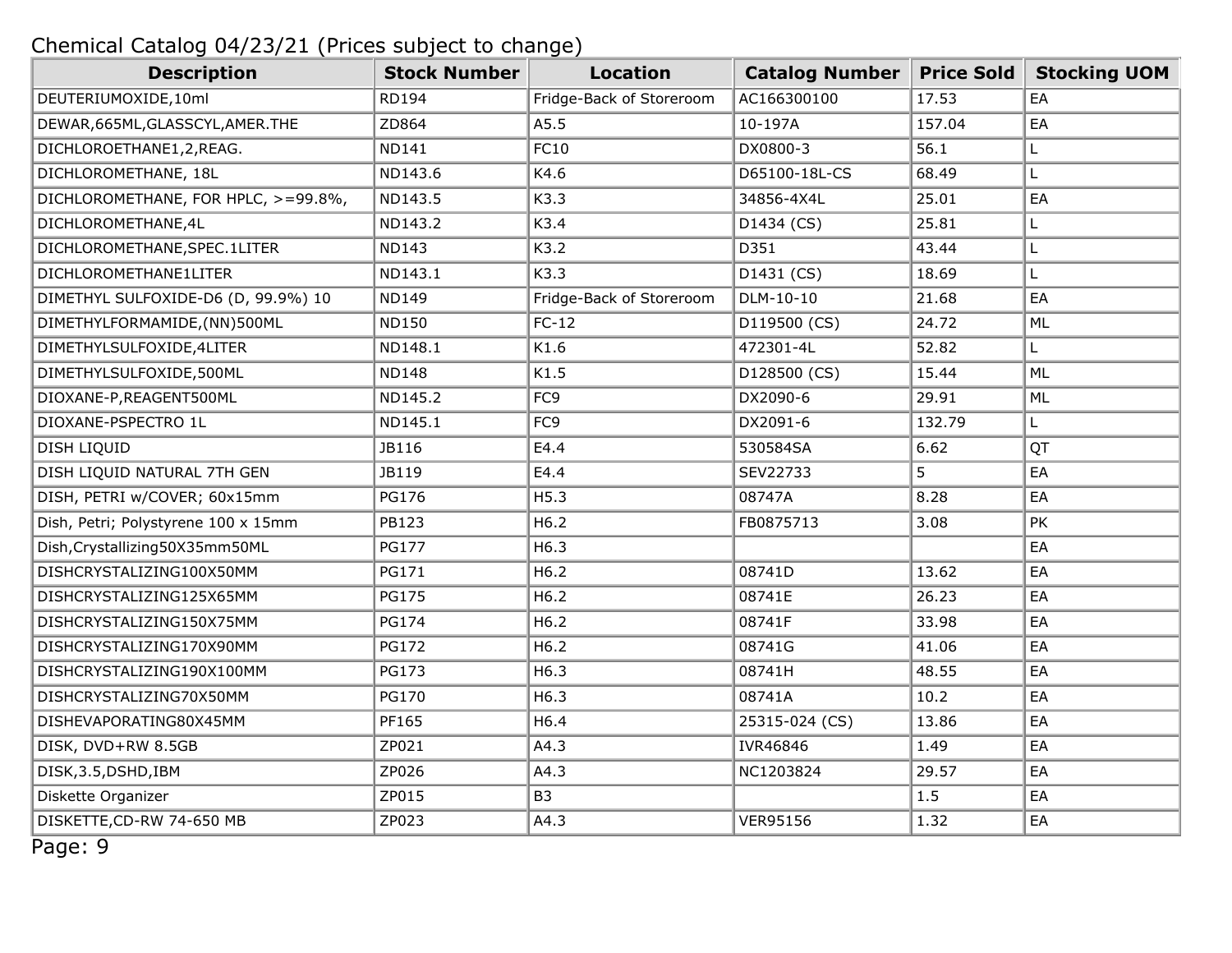Chemical Catalog 04/23/21 (Prices subject to change)

| Description | Stock Number | Location | Catalog Number | Price Sold | Stocking UOM |
|---|---|---|---|---|---|
| DEUTERIUMOXIDE,10ml | RD194 | Fridge-Back of Storeroom | AC166300100 | 17.53 | EA |
| DEWAR,665ML,GLASSCYL,AMER.THE | ZD864 | A5.5 | 10-197A | 157.04 | EA |
| DICHLOROETHANE1,2,REAG. | ND141 | FC10 | DX0800-3 | 56.1 | L |
| DICHLOROMETHANE, 18L | ND143.6 | K4.6 | D65100-18L-CS | 68.49 | L |
| DICHLOROMETHANE, FOR HPLC, >=99.8%, | ND143.5 | K3.3 | 34856-4X4L | 25.01 | EA |
| DICHLOROMETHANE,4L | ND143.2 | K3.4 | D1434 (CS) | 25.81 | L |
| DICHLOROMETHANE,SPEC.1LITER | ND143 | K3.2 | D351 | 43.44 | L |
| DICHLOROMETHANE1LITER | ND143.1 | K3.3 | D1431 (CS) | 18.69 | L |
| DIMETHYL SULFOXIDE-D6 (D, 99.9%) 10 | ND149 | Fridge-Back of Storeroom | DLM-10-10 | 21.68 | EA |
| DIMETHYLFORMAMIDE,(NN)500ML | ND150 | FC-12 | D119500 (CS) | 24.72 | ML |
| DIMETHYLSULFOXIDE,4LITER | ND148.1 | K1.6 | 472301-4L | 52.82 | L |
| DIMETHYLSULFOXIDE,500ML | ND148 | K1.5 | D128500 (CS) | 15.44 | ML |
| DIOXANE-P,REAGENT500ML | ND145.2 | FC9 | DX2090-6 | 29.91 | ML |
| DIOXANE-PSPECTRO 1L | ND145.1 | FC9 | DX2091-6 | 132.79 | L |
| DISH LIQUID | JB116 | E4.4 | 530584SA | 6.62 | QT |
| DISH LIQUID NATURAL 7TH GEN | JB119 | E4.4 | SEV22733 | 5 | EA |
| DISH, PETRI w/COVER; 60x15mm | PG176 | H5.3 | 08747A | 8.28 | EA |
| Dish, Petri; Polystyrene 100 x 15mm | PB123 | H6.2 | FB0875713 | 3.08 | PK |
| Dish,Crystallizing50X35mm50ML | PG177 | H6.3 | | | EA |
| DISHCRYSTALIZING100X50MM | PG171 | H6.2 | 08741D | 13.62 | EA |
| DISHCRYSTALIZING125X65MM | PG175 | H6.2 | 08741E | 26.23 | EA |
| DISHCRYSTALIZING150X75MM | PG174 | H6.2 | 08741F | 33.98 | EA |
| DISHCRYSTALIZING170X90MM | PG172 | H6.2 | 08741G | 41.06 | EA |
| DISHCRYSTALIZING190X100MM | PG173 | H6.3 | 08741H | 48.55 | EA |
| DISHCRYSTALIZING70X50MM | PG170 | H6.3 | 08741A | 10.2 | EA |
| DISHEVAPORATING80X45MM | PF165 | H6.4 | 25315-024 (CS) | 13.86 | EA |
| DISK, DVD+RW 8.5GB | ZP021 | A4.3 | IVR46846 | 1.49 | EA |
| DISK,3.5,DSHD,IBM | ZP026 | A4.3 | NC1203824 | 29.57 | EA |
| Diskette Organizer | ZP015 | B3 | | 1.5 | EA |
| DISKETTE,CD-RW 74-650 MB | ZP023 | A4.3 | VER95156 | 1.32 | EA |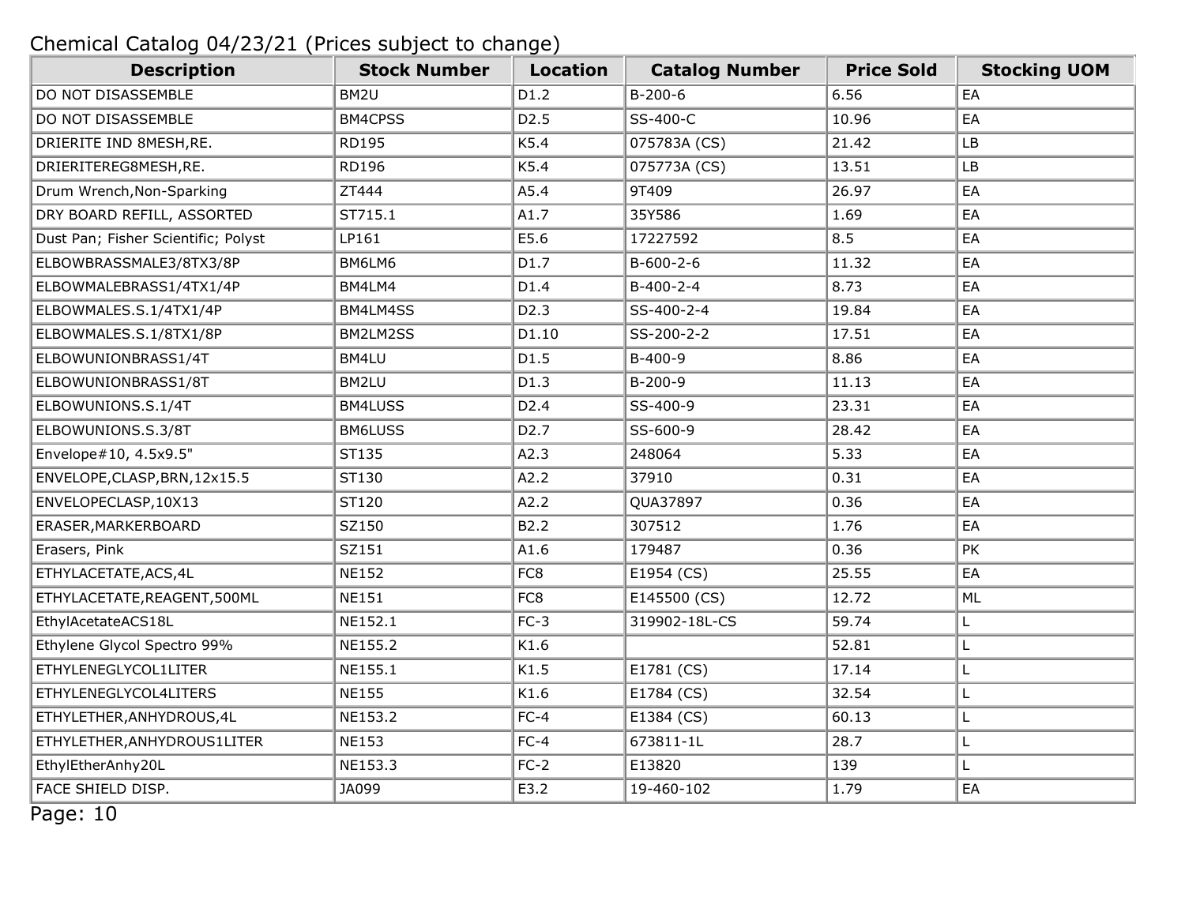Chemical Catalog 04/23/21 (Prices subject to change)

| Description | Stock Number | Location | Catalog Number | Price Sold | Stocking UOM |
|---|---|---|---|---|---|
| DO NOT DISASSEMBLE | BM2U | D1.2 | B-200-6 | 6.56 | EA |
| DO NOT DISASSEMBLE | BM4CPSS | D2.5 | SS-400-C | 10.96 | EA |
| DRIERITE IND 8MESH,RE. | RD195 | K5.4 | 075783A (CS) | 21.42 | LB |
| DRIERITEREG8MESH,RE. | RD196 | K5.4 | 075773A (CS) | 13.51 | LB |
| Drum Wrench,Non-Sparking | ZT444 | A5.4 | 9T409 | 26.97 | EA |
| DRY BOARD REFILL, ASSORTED | ST715.1 | A1.7 | 35Y586 | 1.69 | EA |
| Dust Pan; Fisher Scientific; Polyst | LP161 | E5.6 | 17227592 | 8.5 | EA |
| ELBOWBRASSMALE3/8TX3/8P | BM6LM6 | D1.7 | B-600-2-6 | 11.32 | EA |
| ELBOWMALEBRASS1/4TX1/4P | BM4LM4 | D1.4 | B-400-2-4 | 8.73 | EA |
| ELBOWMALES.S.1/4TX1/4P | BM4LM4SS | D2.3 | SS-400-2-4 | 19.84 | EA |
| ELBOWMALES.S.1/8TX1/8P | BM2LM2SS | D1.10 | SS-200-2-2 | 17.51 | EA |
| ELBOWUNIONBRASS1/4T | BM4LU | D1.5 | B-400-9 | 8.86 | EA |
| ELBOWUNIONBRASS1/8T | BM2LU | D1.3 | B-200-9 | 11.13 | EA |
| ELBOWUNIONS.S.1/4T | BM4LUSS | D2.4 | SS-400-9 | 23.31 | EA |
| ELBOWUNIONS.S.3/8T | BM6LUSS | D2.7 | SS-600-9 | 28.42 | EA |
| Envelope#10, 4.5x9.5" | ST135 | A2.3 | 248064 | 5.33 | EA |
| ENVELOPE,CLASP,BRN,12x15.5 | ST130 | A2.2 | 37910 | 0.31 | EA |
| ENVELOPECLASP,10X13 | ST120 | A2.2 | QUA37897 | 0.36 | EA |
| ERASER,MARKERBOARD | SZ150 | B2.2 | 307512 | 1.76 | EA |
| Erasers, Pink | SZ151 | A1.6 | 179487 | 0.36 | PK |
| ETHYLACETATE,ACS,4L | NE152 | FC8 | E1954 (CS) | 25.55 | EA |
| ETHYLACETATE,REAGENT,500ML | NE151 | FC8 | E145500 (CS) | 12.72 | ML |
| EthylAcetateACS18L | NE152.1 | FC-3 | 319902-18L-CS | 59.74 | L |
| Ethylene Glycol Spectro 99% | NE155.2 | K1.6 | | 52.81 | L |
| ETHYLENEGLYCOL1LITER | NE155.1 | K1.5 | E1781 (CS) | 17.14 | L |
| ETHYLENEGLYCOL4LITERS | NE155 | K1.6 | E1784 (CS) | 32.54 | L |
| ETHYLETHER,ANHYDROUS,4L | NE153.2 | FC-4 | E1384 (CS) | 60.13 | L |
| ETHYLETHER,ANHYDROUS1LITER | NE153 | FC-4 | 673811-1L | 28.7 | L |
| EthylEtherAnhy20L | NE153.3 | FC-2 | E13820 | 139 | L |
| FACE SHIELD DISP. | JA099 | E3.2 | 19-460-102 | 1.79 | EA |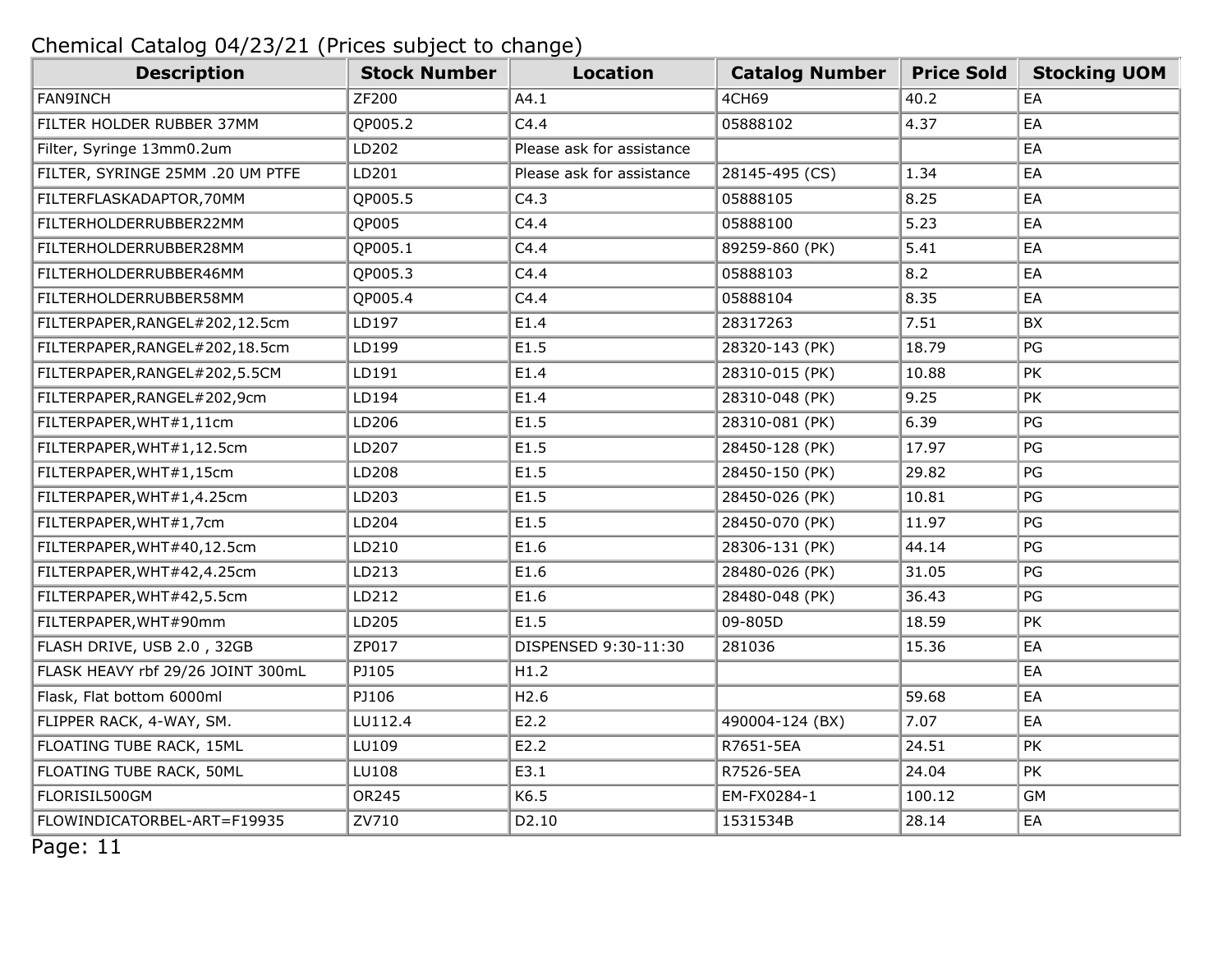Chemical Catalog 04/23/21 (Prices subject to change)

| Description | Stock Number | Location | Catalog Number | Price Sold | Stocking UOM |
|---|---|---|---|---|---|
| FAN9INCH | ZF200 | A4.1 | 4CH69 | 40.2 | EA |
| FILTER HOLDER RUBBER 37MM | QP005.2 | C4.4 | 05888102 | 4.37 | EA |
| Filter, Syringe 13mm0.2um | LD202 | Please ask for assistance | | | EA |
| FILTER, SYRINGE 25MM .20 UM PTFE | LD201 | Please ask for assistance | 28145-495 (CS) | 1.34 | EA |
| FILTERFLASKADAPTOR,70MM | QP005.5 | C4.3 | 05888105 | 8.25 | EA |
| FILTERHOLDERRUBBER22MM | QP005 | C4.4 | 05888100 | 5.23 | EA |
| FILTERHOLDERRUBBER28MM | QP005.1 | C4.4 | 89259-860 (PK) | 5.41 | EA |
| FILTERHOLDERRUBBER46MM | QP005.3 | C4.4 | 05888103 | 8.2 | EA |
| FILTERHOLDERRUBBER58MM | QP005.4 | C4.4 | 05888104 | 8.35 | EA |
| FILTERPAPER,RANGEL#202,12.5cm | LD197 | E1.4 | 28317263 | 7.51 | BX |
| FILTERPAPER,RANGEL#202,18.5cm | LD199 | E1.5 | 28320-143 (PK) | 18.79 | PG |
| FILTERPAPER,RANGEL#202,5.5CM | LD191 | E1.4 | 28310-015 (PK) | 10.88 | PK |
| FILTERPAPER,RANGEL#202,9cm | LD194 | E1.4 | 28310-048 (PK) | 9.25 | PK |
| FILTERPAPER,WHT#1,11cm | LD206 | E1.5 | 28310-081 (PK) | 6.39 | PG |
| FILTERPAPER,WHT#1,12.5cm | LD207 | E1.5 | 28450-128 (PK) | 17.97 | PG |
| FILTERPAPER,WHT#1,15cm | LD208 | E1.5 | 28450-150 (PK) | 29.82 | PG |
| FILTERPAPER,WHT#1,4.25cm | LD203 | E1.5 | 28450-026 (PK) | 10.81 | PG |
| FILTERPAPER,WHT#1,7cm | LD204 | E1.5 | 28450-070 (PK) | 11.97 | PG |
| FILTERPAPER,WHT#40,12.5cm | LD210 | E1.6 | 28306-131 (PK) | 44.14 | PG |
| FILTERPAPER,WHT#42,4.25cm | LD213 | E1.6 | 28480-026 (PK) | 31.05 | PG |
| FILTERPAPER,WHT#42,5.5cm | LD212 | E1.6 | 28480-048 (PK) | 36.43 | PG |
| FILTERPAPER,WHT#90mm | LD205 | E1.5 | 09-805D | 18.59 | PK |
| FLASH DRIVE, USB 2.0 , 32GB | ZP017 | DISPENSED 9:30-11:30 | 281036 | 15.36 | EA |
| FLASK HEAVY rbf 29/26 JOINT 300mL | PJ105 | H1.2 | | | EA |
| Flask, Flat bottom 6000ml | PJ106 | H2.6 | | 59.68 | EA |
| FLIPPER RACK, 4-WAY, SM. | LU112.4 | E2.2 | 490004-124 (BX) | 7.07 | EA |
| FLOATING TUBE RACK, 15ML | LU109 | E2.2 | R7651-5EA | 24.51 | PK |
| FLOATING TUBE RACK, 50ML | LU108 | E3.1 | R7526-5EA | 24.04 | PK |
| FLORISIL500GM | OR245 | K6.5 | EM-FX0284-1 | 100.12 | GM |
| FLOWINDICATORBEL-ART=F19935 | ZV710 | D2.10 | 1531534B | 28.14 | EA |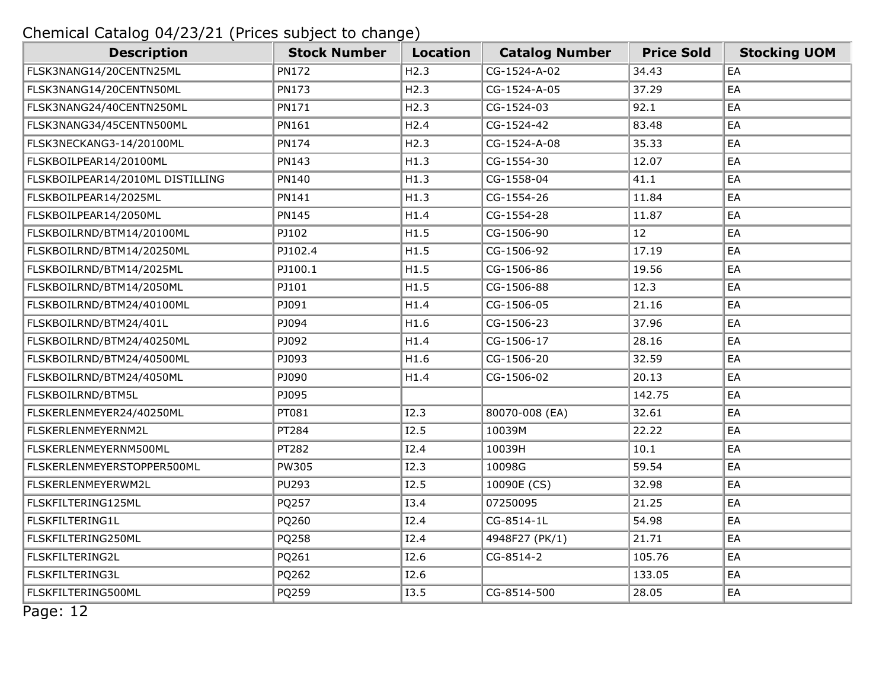Chemical Catalog 04/23/21 (Prices subject to change)

| Description | Stock Number | Location | Catalog Number | Price Sold | Stocking UOM |
|---|---|---|---|---|---|
| FLSK3NANG14/20CENTN25ML | PN172 | H2.3 | CG-1524-A-02 | 34.43 | EA |
| FLSK3NANG14/20CENTN50ML | PN173 | H2.3 | CG-1524-A-05 | 37.29 | EA |
| FLSK3NANG24/40CENTN250ML | PN171 | H2.3 | CG-1524-03 | 92.1 | EA |
| FLSK3NANG34/45CENTN500ML | PN161 | H2.4 | CG-1524-42 | 83.48 | EA |
| FLSK3NECKANG3-14/20100ML | PN174 | H2.3 | CG-1524-A-08 | 35.33 | EA |
| FLSKBOILPEAR14/20100ML | PN143 | H1.3 | CG-1554-30 | 12.07 | EA |
| FLSKBOILPEAR14/2010ML DISTILLING | PN140 | H1.3 | CG-1558-04 | 41.1 | EA |
| FLSKBOILPEAR14/2025ML | PN141 | H1.3 | CG-1554-26 | 11.84 | EA |
| FLSKBOILPEAR14/2050ML | PN145 | H1.4 | CG-1554-28 | 11.87 | EA |
| FLSKBOILRND/BTM14/20100ML | PJ102 | H1.5 | CG-1506-90 | 12 | EA |
| FLSKBOILRND/BTM14/20250ML | PJ102.4 | H1.5 | CG-1506-92 | 17.19 | EA |
| FLSKBOILRND/BTM14/2025ML | PJ100.1 | H1.5 | CG-1506-86 | 19.56 | EA |
| FLSKBOILRND/BTM14/2050ML | PJ101 | H1.5 | CG-1506-88 | 12.3 | EA |
| FLSKBOILRND/BTM24/40100ML | PJ091 | H1.4 | CG-1506-05 | 21.16 | EA |
| FLSKBOILRND/BTM24/401L | PJ094 | H1.6 | CG-1506-23 | 37.96 | EA |
| FLSKBOILRND/BTM24/40250ML | PJ092 | H1.4 | CG-1506-17 | 28.16 | EA |
| FLSKBOILRND/BTM24/40500ML | PJ093 | H1.6 | CG-1506-20 | 32.59 | EA |
| FLSKBOILRND/BTM24/4050ML | PJ090 | H1.4 | CG-1506-02 | 20.13 | EA |
| FLSKBOILRND/BTM5L | PJ095 | | | 142.75 | EA |
| FLSKERLENMEYER24/40250ML | PT081 | I2.3 | 80070-008 (EA) | 32.61 | EA |
| FLSKERLENMEYERNM2L | PT284 | I2.5 | 10039M | 22.22 | EA |
| FLSKERLENMEYERNM500ML | PT282 | I2.4 | 10039H | 10.1 | EA |
| FLSKERLENMEYERSTOPPER500ML | PW305 | I2.3 | 10098G | 59.54 | EA |
| FLSKERLENMEYERWM2L | PU293 | I2.5 | 10090E (CS) | 32.98 | EA |
| FLSKFILTERING125ML | PQ257 | I3.4 | 07250095 | 21.25 | EA |
| FLSKFILTERING1L | PQ260 | I2.4 | CG-8514-1L | 54.98 | EA |
| FLSKFILTERING250ML | PQ258 | I2.4 | 4948F27 (PK/1) | 21.71 | EA |
| FLSKFILTERING2L | PQ261 | I2.6 | CG-8514-2 | 105.76 | EA |
| FLSKFILTERING3L | PQ262 | I2.6 | | 133.05 | EA |
| FLSKFILTERING500ML | PQ259 | I3.5 | CG-8514-500 | 28.05 | EA |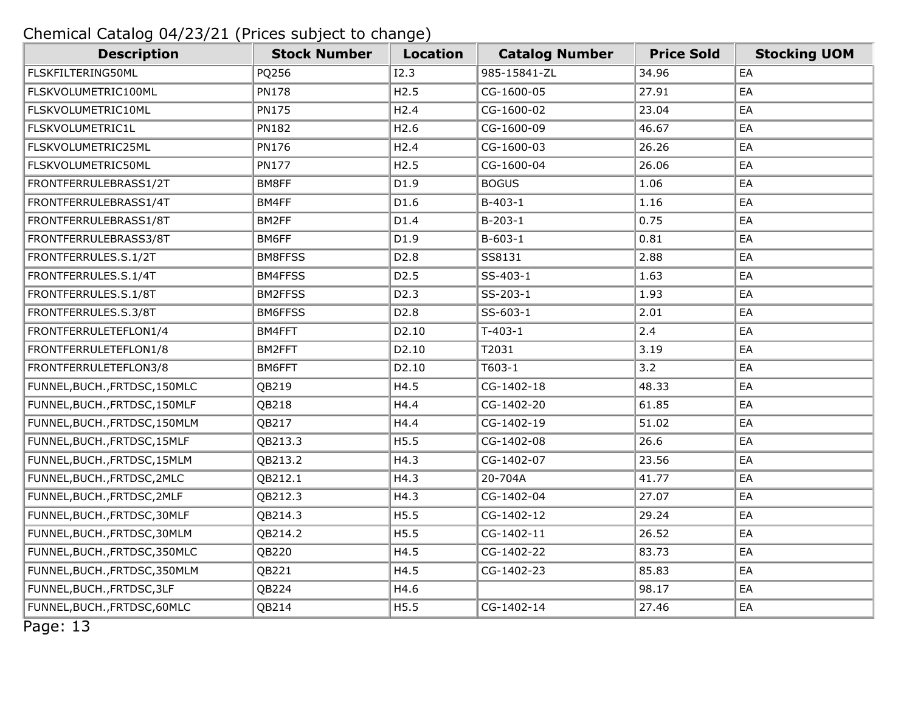Chemical Catalog 04/23/21 (Prices subject to change)

| Description | Stock Number | Location | Catalog Number | Price Sold | Stocking UOM |
|---|---|---|---|---|---|
| FLSKFILTERING50ML | PQ256 | I2.3 | 985-15841-ZL | 34.96 | EA |
| FLSKVOLUMETRIC100ML | PN178 | H2.5 | CG-1600-05 | 27.91 | EA |
| FLSKVOLUMETRIC10ML | PN175 | H2.4 | CG-1600-02 | 23.04 | EA |
| FLSKVOLUMETRIC1L | PN182 | H2.6 | CG-1600-09 | 46.67 | EA |
| FLSKVOLUMETRIC25ML | PN176 | H2.4 | CG-1600-03 | 26.26 | EA |
| FLSKVOLUMETRIC50ML | PN177 | H2.5 | CG-1600-04 | 26.06 | EA |
| FRONTFERRULEBRASS1/2T | BM8FF | D1.9 | BOGUS | 1.06 | EA |
| FRONTFERRULEBRASS1/4T | BM4FF | D1.6 | B-403-1 | 1.16 | EA |
| FRONTFERRULEBRASS1/8T | BM2FF | D1.4 | B-203-1 | 0.75 | EA |
| FRONTFERRULEBRASS3/8T | BM6FF | D1.9 | B-603-1 | 0.81 | EA |
| FRONTFERRULES.S.1/2T | BM8FFSS | D2.8 | SS8131 | 2.88 | EA |
| FRONTFERRULES.S.1/4T | BM4FFSS | D2.5 | SS-403-1 | 1.63 | EA |
| FRONTFERRULES.S.1/8T | BM2FFSS | D2.3 | SS-203-1 | 1.93 | EA |
| FRONTFERRULES.S.3/8T | BM6FFSS | D2.8 | SS-603-1 | 2.01 | EA |
| FRONTFERRULETEFLON1/4 | BM4FFT | D2.10 | T-403-1 | 2.4 | EA |
| FRONTFERRULETEFLON1/8 | BM2FFT | D2.10 | T2031 | 3.19 | EA |
| FRONTFERRULETEFLON3/8 | BM6FFT | D2.10 | T603-1 | 3.2 | EA |
| FUNNEL,BUCH.,FRTDSC,150MLC | QB219 | H4.5 | CG-1402-18 | 48.33 | EA |
| FUNNEL,BUCH.,FRTDSC,150MLF | QB218 | H4.4 | CG-1402-20 | 61.85 | EA |
| FUNNEL,BUCH.,FRTDSC,150MLM | QB217 | H4.4 | CG-1402-19 | 51.02 | EA |
| FUNNEL,BUCH.,FRTDSC,15MLF | QB213.3 | H5.5 | CG-1402-08 | 26.6 | EA |
| FUNNEL,BUCH.,FRTDSC,15MLM | QB213.2 | H4.3 | CG-1402-07 | 23.56 | EA |
| FUNNEL,BUCH.,FRTDSC,2MLC | QB212.1 | H4.3 | 20-704A | 41.77 | EA |
| FUNNEL,BUCH.,FRTDSC,2MLF | QB212.3 | H4.3 | CG-1402-04 | 27.07 | EA |
| FUNNEL,BUCH.,FRTDSC,30MLF | QB214.3 | H5.5 | CG-1402-12 | 29.24 | EA |
| FUNNEL,BUCH.,FRTDSC,30MLM | QB214.2 | H5.5 | CG-1402-11 | 26.52 | EA |
| FUNNEL,BUCH.,FRTDSC,350MLC | QB220 | H4.5 | CG-1402-22 | 83.73 | EA |
| FUNNEL,BUCH.,FRTDSC,350MLM | QB221 | H4.5 | CG-1402-23 | 85.83 | EA |
| FUNNEL,BUCH.,FRTDSC,3LF | QB224 | H4.6 | | 98.17 | EA |
| FUNNEL,BUCH.,FRTDSC,60MLC | QB214 | H5.5 | CG-1402-14 | 27.46 | EA |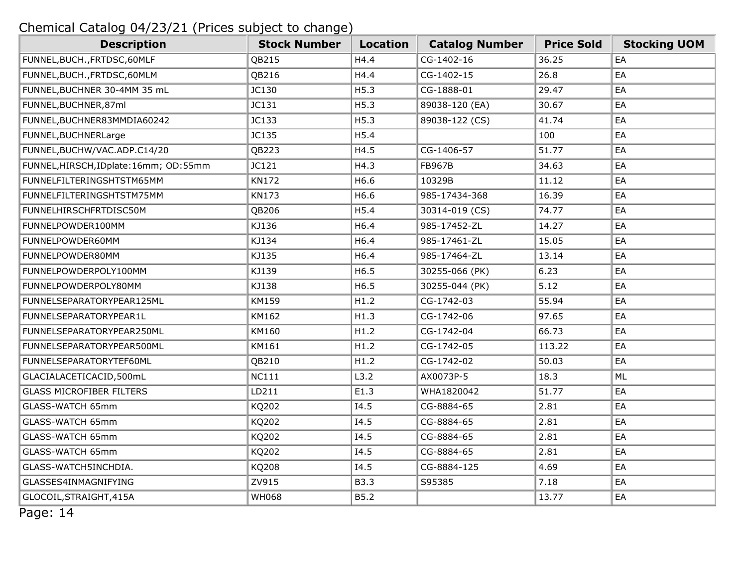Chemical Catalog 04/23/21 (Prices subject to change)

| Description | Stock Number | Location | Catalog Number | Price Sold | Stocking UOM |
|---|---|---|---|---|---|
| FUNNEL,BUCH.,FRTDSC,60MLF | QB215 | H4.4 | CG-1402-16 | 36.25 | EA |
| FUNNEL,BUCH.,FRTDSC,60MLM | QB216 | H4.4 | CG-1402-15 | 26.8 | EA |
| FUNNEL,BUCHNER 30-4MM 35 mL | JC130 | H5.3 | CG-1888-01 | 29.47 | EA |
| FUNNEL,BUCHNER,87ml | JC131 | H5.3 | 89038-120 (EA) | 30.67 | EA |
| FUNNEL,BUCHNER83MMDIA60242 | JC133 | H5.3 | 89038-122 (CS) | 41.74 | EA |
| FUNNEL,BUCHNERLarge | JC135 | H5.4 | | 100 | EA |
| FUNNEL,BUCHW/VAC.ADP.C14/20 | QB223 | H4.5 | CG-1406-57 | 51.77 | EA |
| FUNNEL,HIRSCH,IDplate:16mm; OD:55mm | JC121 | H4.3 | FB967B | 34.63 | EA |
| FUNNELFILTERINGSHTSTM65MM | KN172 | H6.6 | 10329B | 11.12 | EA |
| FUNNELFILTERINGSHTSTM75MM | KN173 | H6.6 | 985-17434-368 | 16.39 | EA |
| FUNNELHIRSCHFRTDISC50M | QB206 | H5.4 | 30314-019 (CS) | 74.77 | EA |
| FUNNELPOWDER100MM | KJ136 | H6.4 | 985-17452-ZL | 14.27 | EA |
| FUNNELPOWDER60MM | KJ134 | H6.4 | 985-17461-ZL | 15.05 | EA |
| FUNNELPOWDER80MM | KJ135 | H6.4 | 985-17464-ZL | 13.14 | EA |
| FUNNELPOWDERPOLY100MM | KJ139 | H6.5 | 30255-066 (PK) | 6.23 | EA |
| FUNNELPOWDERPOLY80MM | KJ138 | H6.5 | 30255-044 (PK) | 5.12 | EA |
| FUNNELSEPARATORYPEAR125ML | KM159 | H1.2 | CG-1742-03 | 55.94 | EA |
| FUNNELSEPARATORYPEAR1L | KM162 | H1.3 | CG-1742-06 | 97.65 | EA |
| FUNNELSEPARATORYPEAR250ML | KM160 | H1.2 | CG-1742-04 | 66.73 | EA |
| FUNNELSEPARATORYPEAR500ML | KM161 | H1.2 | CG-1742-05 | 113.22 | EA |
| FUNNELSEPARATORYTEF60ML | QB210 | H1.2 | CG-1742-02 | 50.03 | EA |
| GLACIALACETICACID,500mL | NC111 | L3.2 | AX0073P-5 | 18.3 | ML |
| GLASS MICROFIBER FILTERS | LD211 | E1.3 | WHA1820042 | 51.77 | EA |
| GLASS-WATCH 65mm | KQ202 | I4.5 | CG-8884-65 | 2.81 | EA |
| GLASS-WATCH 65mm | KQ202 | I4.5 | CG-8884-65 | 2.81 | EA |
| GLASS-WATCH 65mm | KQ202 | I4.5 | CG-8884-65 | 2.81 | EA |
| GLASS-WATCH 65mm | KQ202 | I4.5 | CG-8884-65 | 2.81 | EA |
| GLASS-WATCH5INCHDIA. | KQ208 | I4.5 | CG-8884-125 | 4.69 | EA |
| GLASSES4INMAGNIFYING | ZV915 | B3.3 | S95385 | 7.18 | EA |
| GLOCOIL,STRAIGHT,415A | WH068 | B5.2 | | 13.77 | EA |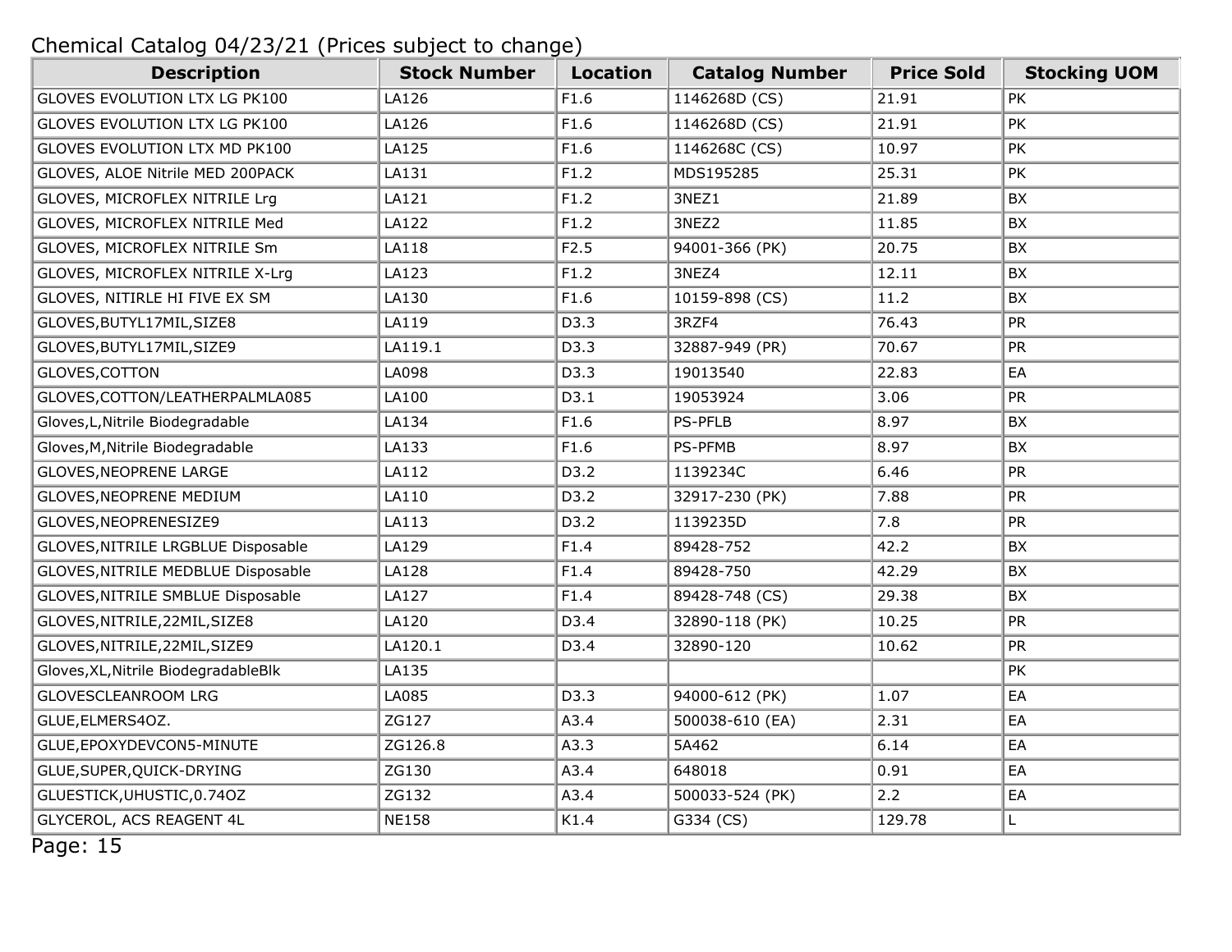Chemical Catalog 04/23/21 (Prices subject to change)

| Description | Stock Number | Location | Catalog Number | Price Sold | Stocking UOM |
|---|---|---|---|---|---|
| GLOVES EVOLUTION LTX LG PK100 | LA126 | F1.6 | 1146268D (CS) | 21.91 | PK |
| GLOVES EVOLUTION LTX LG PK100 | LA126 | F1.6 | 1146268D (CS) | 21.91 | PK |
| GLOVES EVOLUTION LTX MD PK100 | LA125 | F1.6 | 1146268C (CS) | 10.97 | PK |
| GLOVES, ALOE Nitrile MED 200PACK | LA131 | F1.2 | MDS195285 | 25.31 | PK |
| GLOVES, MICROFLEX NITRILE Lrg | LA121 | F1.2 | 3NEZ1 | 21.89 | BX |
| GLOVES, MICROFLEX NITRILE Med | LA122 | F1.2 | 3NEZ2 | 11.85 | BX |
| GLOVES, MICROFLEX NITRILE Sm | LA118 | F2.5 | 94001-366 (PK) | 20.75 | BX |
| GLOVES, MICROFLEX NITRILE X-Lrg | LA123 | F1.2 | 3NEZ4 | 12.11 | BX |
| GLOVES, NITIRLE HI FIVE EX SM | LA130 | F1.6 | 10159-898 (CS) | 11.2 | BX |
| GLOVES,BUTYL17MIL,SIZE8 | LA119 | D3.3 | 3RZF4 | 76.43 | PR |
| GLOVES,BUTYL17MIL,SIZE9 | LA119.1 | D3.3 | 32887-949 (PR) | 70.67 | PR |
| GLOVES,COTTON | LA098 | D3.3 | 19013540 | 22.83 | EA |
| GLOVES,COTTON/LEATHERPALMLA085 | LA100 | D3.1 | 19053924 | 3.06 | PR |
| Gloves,L,Nitrile Biodegradable | LA134 | F1.6 | PS-PFLB | 8.97 | BX |
| Gloves,M,Nitrile Biodegradable | LA133 | F1.6 | PS-PFMB | 8.97 | BX |
| GLOVES,NEOPRENE LARGE | LA112 | D3.2 | 1139234C | 6.46 | PR |
| GLOVES,NEOPRENE MEDIUM | LA110 | D3.2 | 32917-230 (PK) | 7.88 | PR |
| GLOVES,NEOPRENESIZE9 | LA113 | D3.2 | 1139235D | 7.8 | PR |
| GLOVES,NITRILE LRGBLUE Disposable | LA129 | F1.4 | 89428-752 | 42.2 | BX |
| GLOVES,NITRILE MEDBLUE Disposable | LA128 | F1.4 | 89428-750 | 42.29 | BX |
| GLOVES,NITRILE SMBLUE Disposable | LA127 | F1.4 | 89428-748 (CS) | 29.38 | BX |
| GLOVES,NITRILE,22MIL,SIZE8 | LA120 | D3.4 | 32890-118 (PK) | 10.25 | PR |
| GLOVES,NITRILE,22MIL,SIZE9 | LA120.1 | D3.4 | 32890-120 | 10.62 | PR |
| Gloves,XL,Nitrile BiodegradableBlk | LA135 | | | | PK |
| GLOVESCLEANROOM LRG | LA085 | D3.3 | 94000-612 (PK) | 1.07 | EA |
| GLUE,ELMERS4OZ. | ZG127 | A3.4 | 500038-610 (EA) | 2.31 | EA |
| GLUE,EPOXYDEVCON5-MINUTE | ZG126.8 | A3.3 | 5A462 | 6.14 | EA |
| GLUE,SUPER,QUICK-DRYING | ZG130 | A3.4 | 648018 | 0.91 | EA |
| GLUESTICK,UHUSTIC,0.74OZ | ZG132 | A3.4 | 500033-524 (PK) | 2.2 | EA |
| GLYCEROL, ACS REAGENT 4L | NE158 | K1.4 | G334 (CS) | 129.78 | L |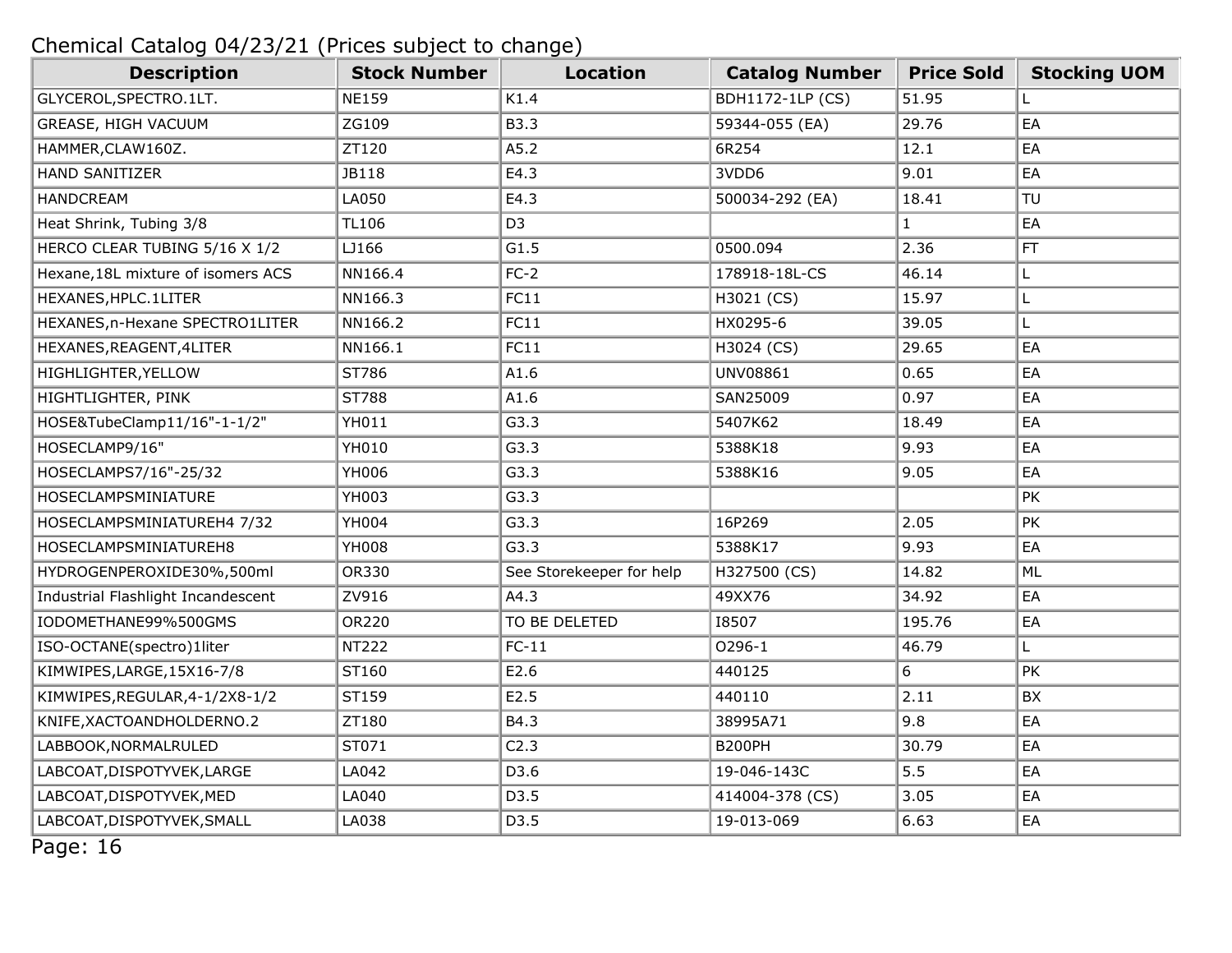Chemical Catalog 04/23/21 (Prices subject to change)

| Description | Stock Number | Location | Catalog Number | Price Sold | Stocking UOM |
|---|---|---|---|---|---|
| GLYCEROL,SPECTRO.1LT. | NE159 | K1.4 | BDH1172-1LP (CS) | 51.95 | L |
| GREASE, HIGH VACUUM | ZG109 | B3.3 | 59344-055 (EA) | 29.76 | EA |
| HAMMER,CLAW160Z. | ZT120 | A5.2 | 6R254 | 12.1 | EA |
| HAND SANITIZER | JB118 | E4.3 | 3VDD6 | 9.01 | EA |
| HANDCREAM | LA050 | E4.3 | 500034-292 (EA) | 18.41 | TU |
| Heat Shrink, Tubing 3/8 | TL106 | D3 | | 1 | EA |
| HERCO CLEAR TUBING 5/16 X 1/2 | LJ166 | G1.5 | 0500.094 | 2.36 | FT |
| Hexane,18L mixture of isomers ACS | NN166.4 | FC-2 | 178918-18L-CS | 46.14 | L |
| HEXANES,HPLC.1LITER | NN166.3 | FC11 | H3021 (CS) | 15.97 | L |
| HEXANES,n-Hexane SPECTRO1LITER | NN166.2 | FC11 | HX0295-6 | 39.05 | L |
| HEXANES,REAGENT,4LITER | NN166.1 | FC11 | H3024 (CS) | 29.65 | EA |
| HIGHLIGHTER,YELLOW | ST786 | A1.6 | UNV08861 | 0.65 | EA |
| HIGHTLIGHTER, PINK | ST788 | A1.6 | SAN25009 | 0.97 | EA |
| HOSE&TubeClamp11/16"-1-1/2" | YH011 | G3.3 | 5407K62 | 18.49 | EA |
| HOSECLAMP9/16" | YH010 | G3.3 | 5388K18 | 9.93 | EA |
| HOSECLAMPS7/16"-25/32 | YH006 | G3.3 | 5388K16 | 9.05 | EA |
| HOSECLAMPSMINIATURE | YH003 | G3.3 | | | PK |
| HOSECLAMPSMINIATUREH4 7/32 | YH004 | G3.3 | 16P269 | 2.05 | PK |
| HOSECLAMPSMINIATUREH8 | YH008 | G3.3 | 5388K17 | 9.93 | EA |
| HYDROGENPEROXIDE30%,500ml | OR330 | See Storekeeper for help | H327500 (CS) | 14.82 | ML |
| Industrial Flashlight Incandescent | ZV916 | A4.3 | 49XX76 | 34.92 | EA |
| IODOMETHANE99%500GMS | OR220 | TO BE DELETED | I8507 | 195.76 | EA |
| ISO-OCTANE(spectro)1liter | NT222 | FC-11 | O296-1 | 46.79 | L |
| KIMWIPES,LARGE,15X16-7/8 | ST160 | E2.6 | 440125 | 6 | PK |
| KIMWIPES,REGULAR,4-1/2X8-1/2 | ST159 | E2.5 | 440110 | 2.11 | BX |
| KNIFE,XACTOANDHOLDERNO.2 | ZT180 | B4.3 | 38995A71 | 9.8 | EA |
| LABBOOK,NORMALRULED | ST071 | C2.3 | B200PH | 30.79 | EA |
| LABCOAT,DISPOTYVEK,LARGE | LA042 | D3.6 | 19-046-143C | 5.5 | EA |
| LABCOAT,DISPOTYVEK,MED | LA040 | D3.5 | 414004-378 (CS) | 3.05 | EA |
| LABCOAT,DISPOTYVEK,SMALL | LA038 | D3.5 | 19-013-069 | 6.63 | EA |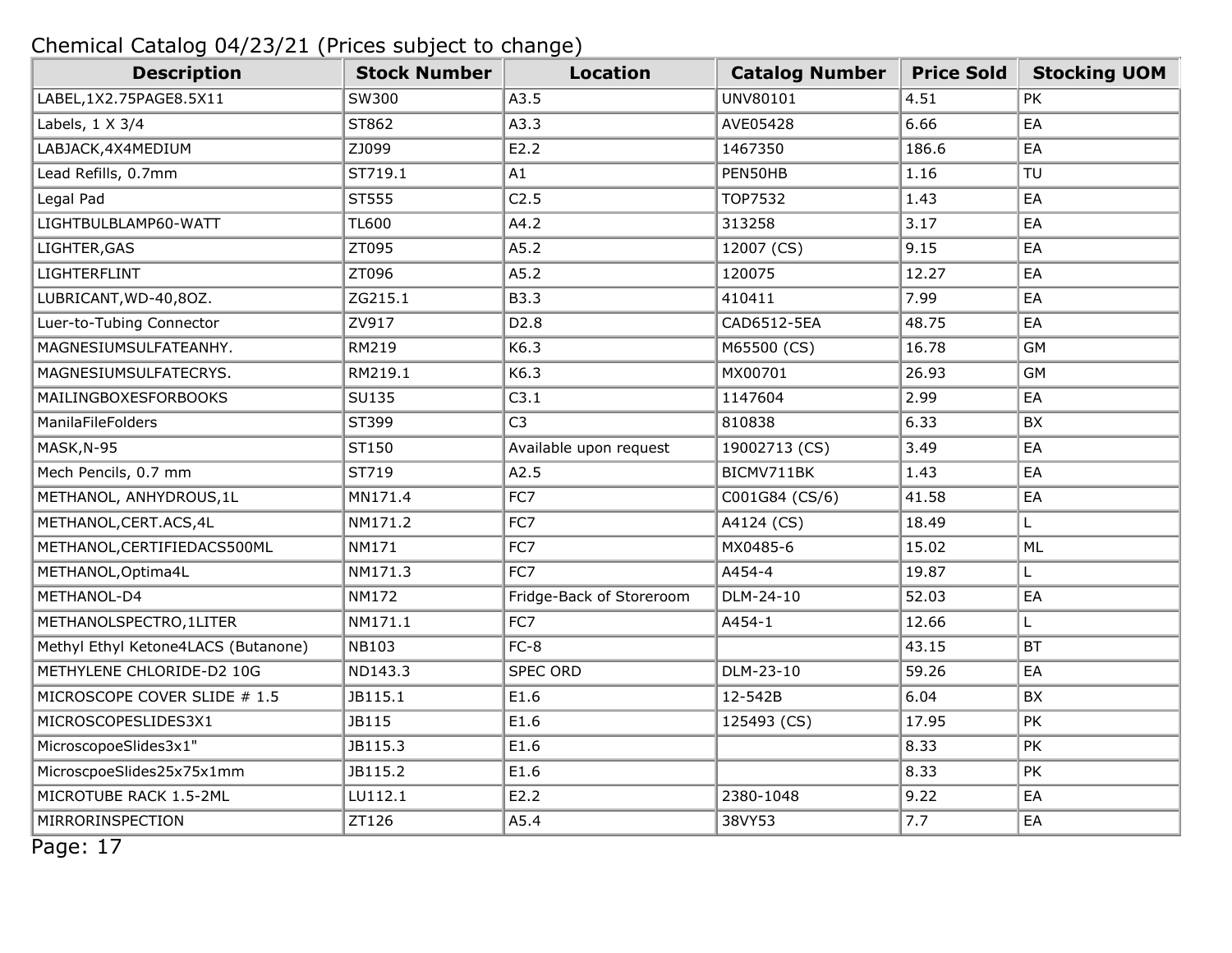Chemical Catalog 04/23/21 (Prices subject to change)

| Description | Stock Number | Location | Catalog Number | Price Sold | Stocking UOM |
|---|---|---|---|---|---|
| LABEL,1X2.75PAGE8.5X11 | SW300 | A3.5 | UNV80101 | 4.51 | PK |
| Labels, 1 X 3/4 | ST862 | A3.3 | AVE05428 | 6.66 | EA |
| LABJACK,4X4MEDIUM | ZJ099 | E2.2 | 1467350 | 186.6 | EA |
| Lead Refills, 0.7mm | ST719.1 | A1 | PEN50HB | 1.16 | TU |
| Legal Pad | ST555 | C2.5 | TOP7532 | 1.43 | EA |
| LIGHTBULBLAMP60-WATT | TL600 | A4.2 | 313258 | 3.17 | EA |
| LIGHTER,GAS | ZT095 | A5.2 | 12007 (CS) | 9.15 | EA |
| LIGHTERFLINT | ZT096 | A5.2 | 120075 | 12.27 | EA |
| LUBRICANT,WD-40,8OZ. | ZG215.1 | B3.3 | 410411 | 7.99 | EA |
| Luer-to-Tubing Connector | ZV917 | D2.8 | CAD6512-5EA | 48.75 | EA |
| MAGNESIUMSULFATEANHY. | RM219 | K6.3 | M65500 (CS) | 16.78 | GM |
| MAGNESIUMSULFATECRYS. | RM219.1 | K6.3 | MX00701 | 26.93 | GM |
| MAILINGBOXESFORBOOKS | SU135 | C3.1 | 1147604 | 2.99 | EA |
| ManilaFileFolders | ST399 | C3 | 810838 | 6.33 | BX |
| MASK,N-95 | ST150 | Available upon request | 19002713 (CS) | 3.49 | EA |
| Mech Pencils, 0.7 mm | ST719 | A2.5 | BICMV711BK | 1.43 | EA |
| METHANOL, ANHYDROUS,1L | MN171.4 | FC7 | C001G84 (CS/6) | 41.58 | EA |
| METHANOL,CERT.ACS,4L | NM171.2 | FC7 | A4124 (CS) | 18.49 | L |
| METHANOL,CERTIFIEDACS500ML | NM171 | FC7 | MX0485-6 | 15.02 | ML |
| METHANOL,Optima4L | NM171.3 | FC7 | A454-4 | 19.87 | L |
| METHANOL-D4 | NM172 | Fridge-Back of Storeroom | DLM-24-10 | 52.03 | EA |
| METHANOLSPECTRO,1LITER | NM171.1 | FC7 | A454-1 | 12.66 | L |
| Methyl Ethyl Ketone4LACS (Butanone) | NB103 | FC-8 | | 43.15 | BT |
| METHYLENE CHLORIDE-D2 10G | ND143.3 | SPEC ORD | DLM-23-10 | 59.26 | EA |
| MICROSCOPE COVER SLIDE # 1.5 | JB115.1 | E1.6 | 12-542B | 6.04 | BX |
| MICROSCOPESLIDES3X1 | JB115 | E1.6 | 125493 (CS) | 17.95 | PK |
| MicroscopoeSlides3x1" | JB115.3 | E1.6 | | 8.33 | PK |
| MicroscpoeSlides25x75x1mm | JB115.2 | E1.6 | | 8.33 | PK |
| MICROTUBE RACK 1.5-2ML | LU112.1 | E2.2 | 2380-1048 | 9.22 | EA |
| MIRRORINSPECTION | ZT126 | A5.4 | 38VY53 | 7.7 | EA |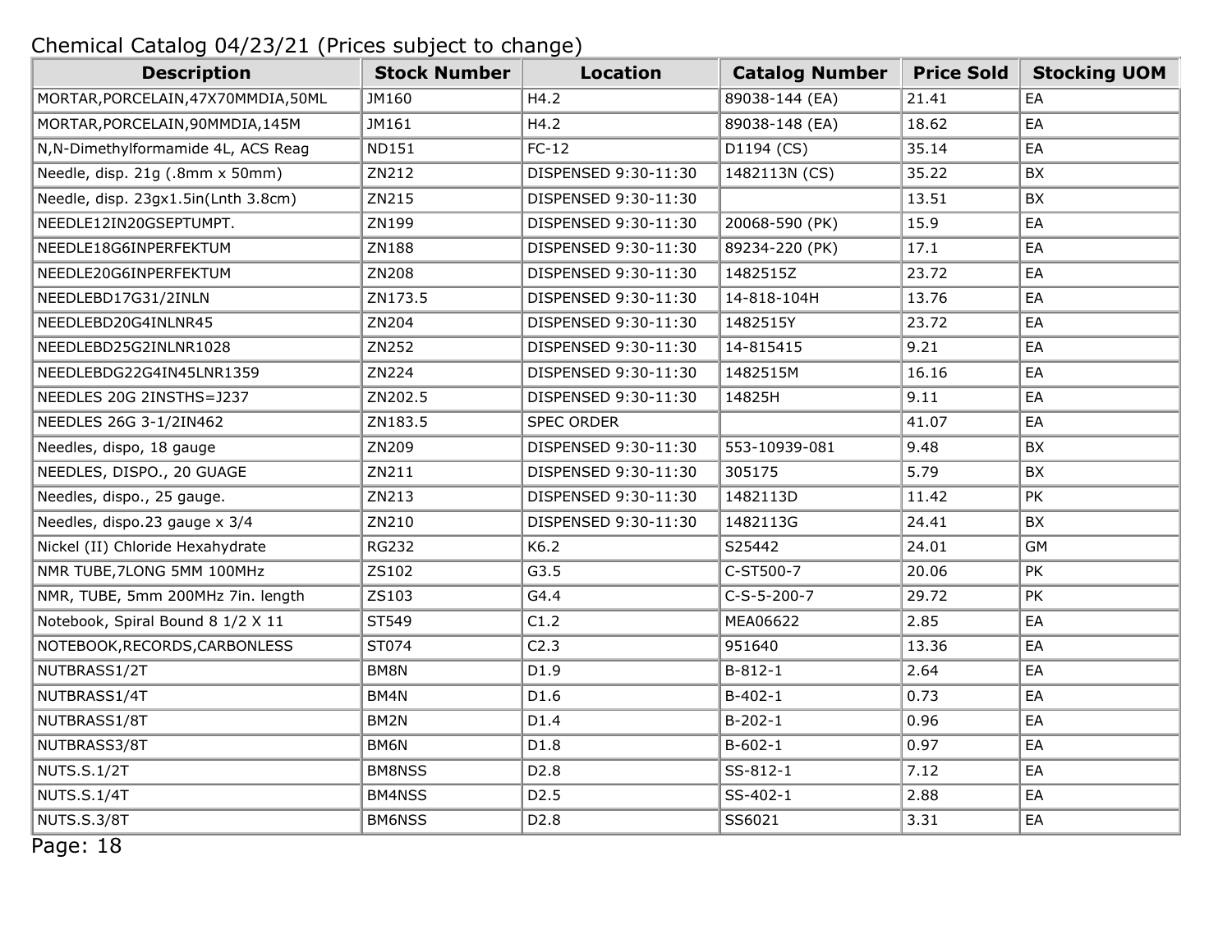Chemical Catalog 04/23/21 (Prices subject to change)

| Description | Stock Number | Location | Catalog Number | Price Sold | Stocking UOM |
|---|---|---|---|---|---|
| MORTAR,PORCELAIN,47X70MMDIA,50ML | JM160 | H4.2 | 89038-144 (EA) | 21.41 | EA |
| MORTAR,PORCELAIN,90MMDIA,145M | JM161 | H4.2 | 89038-148 (EA) | 18.62 | EA |
| N,N-Dimethylformamide 4L, ACS Reag | ND151 | FC-12 | D1194 (CS) | 35.14 | EA |
| Needle, disp. 21g (.8mm x 50mm) | ZN212 | DISPENSED 9:30-11:30 | 1482113N (CS) | 35.22 | BX |
| Needle, disp. 23gx1.5in(Lnth 3.8cm) | ZN215 | DISPENSED 9:30-11:30 | | 13.51 | BX |
| NEEDLE12IN20GSEPTUMPT. | ZN199 | DISPENSED 9:30-11:30 | 20068-590 (PK) | 15.9 | EA |
| NEEDLE18G6INPERFEKTUM | ZN188 | DISPENSED 9:30-11:30 | 89234-220 (PK) | 17.1 | EA |
| NEEDLE20G6INPERFEKTUM | ZN208 | DISPENSED 9:30-11:30 | 1482515Z | 23.72 | EA |
| NEEDLEBD17G31/2INLN | ZN173.5 | DISPENSED 9:30-11:30 | 14-818-104H | 13.76 | EA |
| NEEDLEBD20G4INLNR45 | ZN204 | DISPENSED 9:30-11:30 | 1482515Y | 23.72 | EA |
| NEEDLEBD25G2INLNR1028 | ZN252 | DISPENSED 9:30-11:30 | 14-815415 | 9.21 | EA |
| NEEDLEBDG22G4IN45LNR1359 | ZN224 | DISPENSED 9:30-11:30 | 1482515M | 16.16 | EA |
| NEEDLES 20G 2INSTHS=J237 | ZN202.5 | DISPENSED 9:30-11:30 | 14825H | 9.11 | EA |
| NEEDLES 26G 3-1/2IN462 | ZN183.5 | SPEC ORDER | | 41.07 | EA |
| Needles, dispo, 18 gauge | ZN209 | DISPENSED 9:30-11:30 | 553-10939-081 | 9.48 | BX |
| NEEDLES, DISPO., 20 GUAGE | ZN211 | DISPENSED 9:30-11:30 | 305175 | 5.79 | BX |
| Needles, dispo., 25 gauge. | ZN213 | DISPENSED 9:30-11:30 | 1482113D | 11.42 | PK |
| Needles, dispo.23 gauge x 3/4 | ZN210 | DISPENSED 9:30-11:30 | 1482113G | 24.41 | BX |
| Nickel (II) Chloride Hexahydrate | RG232 | K6.2 | S25442 | 24.01 | GM |
| NMR TUBE,7LONG 5MM 100MHz | ZS102 | G3.5 | C-ST500-7 | 20.06 | PK |
| NMR, TUBE, 5mm 200MHz 7in. length | ZS103 | G4.4 | C-S-5-200-7 | 29.72 | PK |
| Notebook, Spiral Bound 8 1/2 X 11 | ST549 | C1.2 | MEA06622 | 2.85 | EA |
| NOTEBOOK,RECORDS,CARBONLESS | ST074 | C2.3 | 951640 | 13.36 | EA |
| NUTBRASS1/2T | BM8N | D1.9 | B-812-1 | 2.64 | EA |
| NUTBRASS1/4T | BM4N | D1.6 | B-402-1 | 0.73 | EA |
| NUTBRASS1/8T | BM2N | D1.4 | B-202-1 | 0.96 | EA |
| NUTBRASS3/8T | BM6N | D1.8 | B-602-1 | 0.97 | EA |
| NUTS.S.1/2T | BM8NSS | D2.8 | SS-812-1 | 7.12 | EA |
| NUTS.S.1/4T | BM4NSS | D2.5 | SS-402-1 | 2.88 | EA |
| NUTS.S.3/8T | BM6NSS | D2.8 | SS6021 | 3.31 | EA |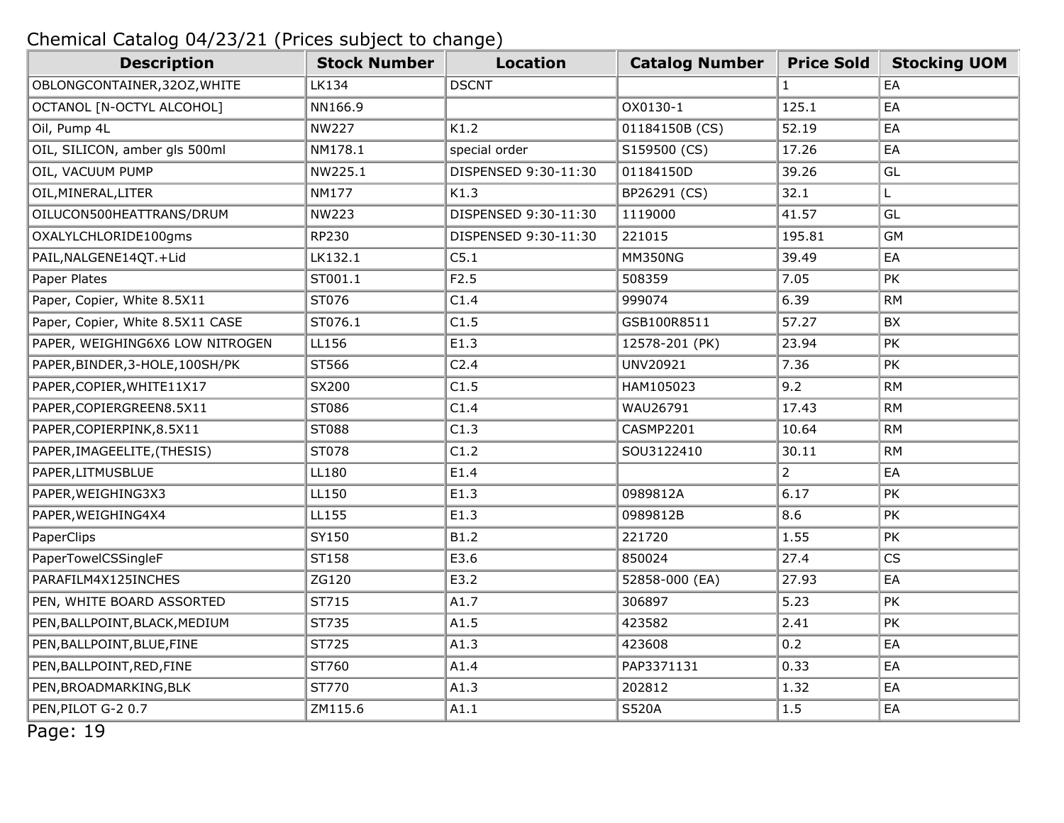Chemical Catalog 04/23/21 (Prices subject to change)

| Description | Stock Number | Location | Catalog Number | Price Sold | Stocking UOM |
| --- | --- | --- | --- | --- | --- |
| OBLONGCONTAINER,32OZ,WHITE | LK134 | DSCNT | | 1 | EA |
| OCTANOL [N-OCTYL ALCOHOL] | NN166.9 | | OX0130-1 | 125.1 | EA |
| Oil, Pump 4L | NW227 | K1.2 | 01184150B (CS) | 52.19 | EA |
| OIL, SILICON, amber gls 500ml | NM178.1 | special order | S159500 (CS) | 17.26 | EA |
| OIL, VACUUM PUMP | NW225.1 | DISPENSED 9:30-11:30 | 01184150D | 39.26 | GL |
| OIL,MINERAL,LITER | NM177 | K1.3 | BP26291 (CS) | 32.1 | L |
| OILUCON500HEATTRANS/DRUM | NW223 | DISPENSED 9:30-11:30 | 1119000 | 41.57 | GL |
| OXALYLCHLORIDE100gms | RP230 | DISPENSED 9:30-11:30 | 221015 | 195.81 | GM |
| PAIL,NALGENE14QT.+Lid | LK132.1 | C5.1 | MM350NG | 39.49 | EA |
| Paper Plates | ST001.1 | F2.5 | 508359 | 7.05 | PK |
| Paper, Copier, White 8.5X11 | ST076 | C1.4 | 999074 | 6.39 | RM |
| Paper, Copier, White 8.5X11 CASE | ST076.1 | C1.5 | GSB100R8511 | 57.27 | BX |
| PAPER, WEIGHING6X6 LOW NITROGEN | LL156 | E1.3 | 12578-201 (PK) | 23.94 | PK |
| PAPER,BINDER,3-HOLE,100SH/PK | ST566 | C2.4 | UNV20921 | 7.36 | PK |
| PAPER,COPIER,WHITE11X17 | SX200 | C1.5 | HAM105023 | 9.2 | RM |
| PAPER,COPIERGREEN8.5X11 | ST086 | C1.4 | WAU26791 | 17.43 | RM |
| PAPER,COPIERPINK,8.5X11 | ST088 | C1.3 | CASMP2201 | 10.64 | RM |
| PAPER,IMAGEELITE,(THESIS) | ST078 | C1.2 | SOU3122410 | 30.11 | RM |
| PAPER,LITMUSBLUE | LL180 | E1.4 | | 2 | EA |
| PAPER,WEIGHING3X3 | LL150 | E1.3 | 0989812A | 6.17 | PK |
| PAPER,WEIGHING4X4 | LL155 | E1.3 | 0989812B | 8.6 | PK |
| PaperClips | SY150 | B1.2 | 221720 | 1.55 | PK |
| PaperTowelCSSingleF | ST158 | E3.6 | 850024 | 27.4 | CS |
| PARAFILM4X125INCHES | ZG120 | E3.2 | 52858-000 (EA) | 27.93 | EA |
| PEN, WHITE BOARD ASSORTED | ST715 | A1.7 | 306897 | 5.23 | PK |
| PEN,BALLPOINT,BLACK,MEDIUM | ST735 | A1.5 | 423582 | 2.41 | PK |
| PEN,BALLPOINT,BLUE,FINE | ST725 | A1.3 | 423608 | 0.2 | EA |
| PEN,BALLPOINT,RED,FINE | ST760 | A1.4 | PAP3371131 | 0.33 | EA |
| PEN,BROADMARKING,BLK | ST770 | A1.3 | 202812 | 1.32 | EA |
| PEN,PILOT G-2 0.7 | ZM115.6 | A1.1 | S520A | 1.5 | EA |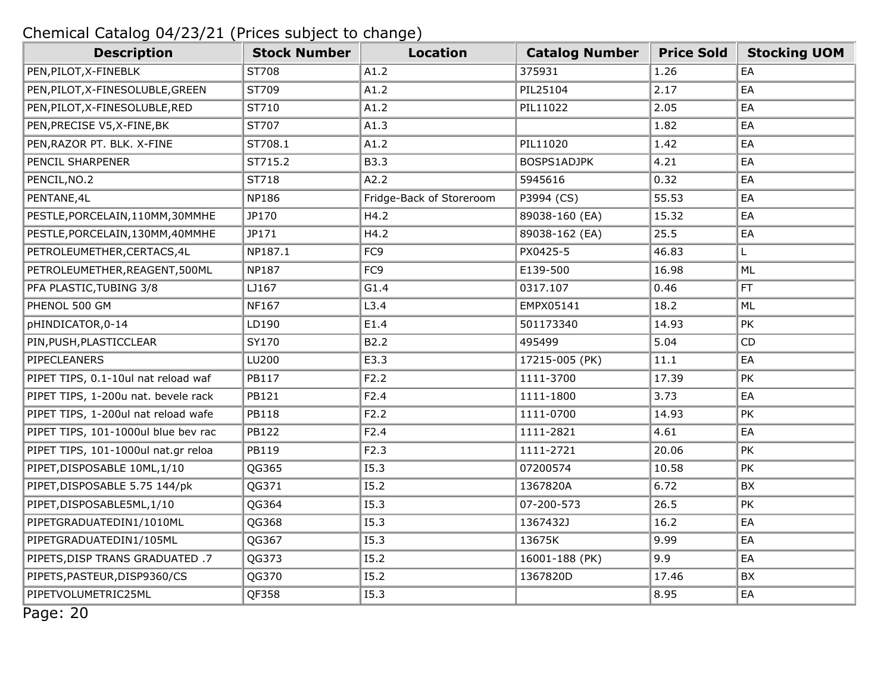Chemical Catalog 04/23/21 (Prices subject to change)

| Description | Stock Number | Location | Catalog Number | Price Sold | Stocking UOM |
| --- | --- | --- | --- | --- | --- |
| PEN,PILOT,X-FINEBLK | ST708 | A1.2 | 375931 | 1.26 | EA |
| PEN,PILOT,X-FINESOLUBLE,GREEN | ST709 | A1.2 | PIL25104 | 2.17 | EA |
| PEN,PILOT,X-FINESOLUBLE,RED | ST710 | A1.2 | PIL11022 | 2.05 | EA |
| PEN,PRECISE V5,X-FINE,BK | ST707 | A1.3 | | 1.82 | EA |
| PEN,RAZOR PT. BLK. X-FINE | ST708.1 | A1.2 | PIL11020 | 1.42 | EA |
| PENCIL SHARPENER | ST715.2 | B3.3 | BOSPS1ADJPK | 4.21 | EA |
| PENCIL,NO.2 | ST718 | A2.2 | 5945616 | 0.32 | EA |
| PENTANE,4L | NP186 | Fridge-Back of Storeroom | P3994 (CS) | 55.53 | EA |
| PESTLE,PORCELAIN,110MM,30MMHE | JP170 | H4.2 | 89038-160 (EA) | 15.32 | EA |
| PESTLE,PORCELAIN,130MM,40MMHE | JP171 | H4.2 | 89038-162 (EA) | 25.5 | EA |
| PETROLEUMETHER,CERTACS,4L | NP187.1 | FC9 | PX0425-5 | 46.83 | L |
| PETROLEUMETHER,REAGENT,500ML | NP187 | FC9 | E139-500 | 16.98 | ML |
| PFA PLASTIC,TUBING 3/8 | LJ167 | G1.4 | 0317.107 | 0.46 | FT |
| PHENOL 500 GM | NF167 | L3.4 | EMPX05141 | 18.2 | ML |
| pHINDICATOR,0-14 | LD190 | E1.4 | 501173340 | 14.93 | PK |
| PIN,PUSH,PLASTICCLEAR | SY170 | B2.2 | 495499 | 5.04 | CD |
| PIPECLEANERS | LU200 | E3.3 | 17215-005 (PK) | 11.1 | EA |
| PIPET TIPS, 0.1-10ul nat reload waf | PB117 | F2.2 | 1111-3700 | 17.39 | PK |
| PIPET TIPS, 1-200u nat. bevele rack | PB121 | F2.4 | 1111-1800 | 3.73 | EA |
| PIPET TIPS, 1-200ul nat reload wafe | PB118 | F2.2 | 1111-0700 | 14.93 | PK |
| PIPET TIPS, 101-1000ul blue bev rac | PB122 | F2.4 | 1111-2821 | 4.61 | EA |
| PIPET TIPS, 101-1000ul nat.gr reloa | PB119 | F2.3 | 1111-2721 | 20.06 | PK |
| PIPET,DISPOSABLE 10ML,1/10 | QG365 | I5.3 | 07200574 | 10.58 | PK |
| PIPET,DISPOSABLE 5.75 144/pk | QG371 | I5.2 | 1367820A | 6.72 | BX |
| PIPET,DISPOSABLE5ML,1/10 | QG364 | I5.3 | 07-200-573 | 26.5 | PK |
| PIPETGRADUATEDIN1/1010ML | QG368 | I5.3 | 1367432J | 16.2 | EA |
| PIPETGRADUATEDIN1/105ML | QG367 | I5.3 | 13675K | 9.99 | EA |
| PIPETS,DISP TRANS GRADUATED .7 | QG373 | I5.2 | 16001-188 (PK) | 9.9 | EA |
| PIPETS,PASTEUR,DISP9360/CS | QG370 | I5.2 | 1367820D | 17.46 | BX |
| PIPETVOLUMETRIC25ML | QF358 | I5.3 | | 8.95 | EA |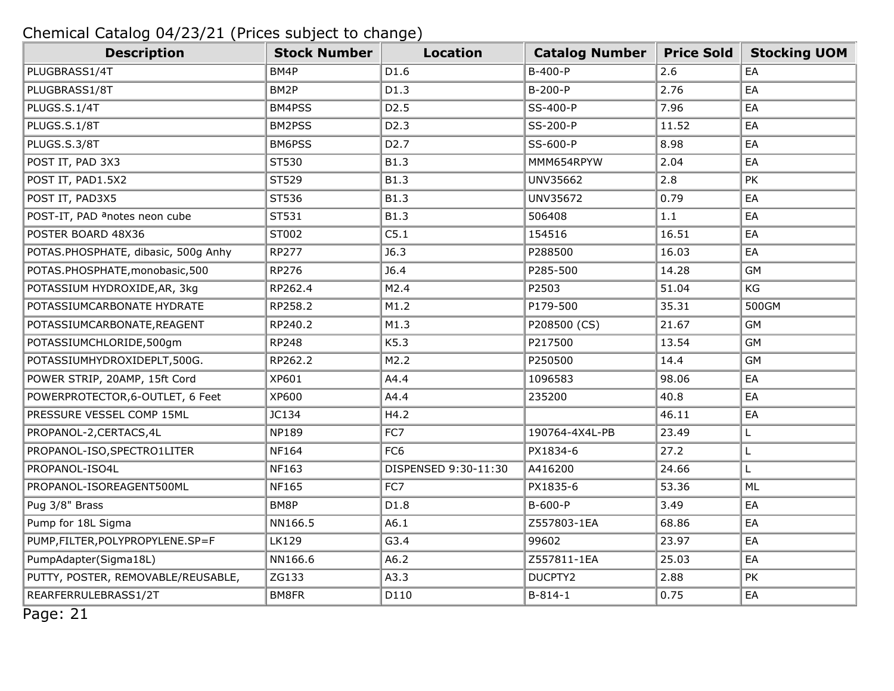Chemical Catalog 04/23/21 (Prices subject to change)

| Description | Stock Number | Location | Catalog Number | Price Sold | Stocking UOM |
|---|---|---|---|---|---|
| PLUGBRASS1/4T | BM4P | D1.6 | B-400-P | 2.6 | EA |
| PLUGBRASS1/8T | BM2P | D1.3 | B-200-P | 2.76 | EA |
| PLUGS.S.1/4T | BM4PSS | D2.5 | SS-400-P | 7.96 | EA |
| PLUGS.S.1/8T | BM2PSS | D2.3 | SS-200-P | 11.52 | EA |
| PLUGS.S.3/8T | BM6PSS | D2.7 | SS-600-P | 8.98 | EA |
| POST IT, PAD 3X3 | ST530 | B1.3 | MMM654RPYW | 2.04 | EA |
| POST IT, PAD1.5X2 | ST529 | B1.3 | UNV35662 | 2.8 | PK |
| POST IT, PAD3X5 | ST536 | B1.3 | UNV35672 | 0.79 | EA |
| POST-IT, PAD ªnotes neon cube | ST531 | B1.3 | 506408 | 1.1 | EA |
| POSTER BOARD 48X36 | ST002 | C5.1 | 154516 | 16.51 | EA |
| POTAS.PHOSPHATE, dibasic, 500g Anhy | RP277 | J6.3 | P288500 | 16.03 | EA |
| POTAS.PHOSPHATE,monobasic,500 | RP276 | J6.4 | P285-500 | 14.28 | GM |
| POTASSIUM HYDROXIDE,AR, 3kg | RP262.4 | M2.4 | P2503 | 51.04 | KG |
| POTASSIUMCARBONATE HYDRATE | RP258.2 | M1.2 | P179-500 | 35.31 | 500GM |
| POTASSIUMCARBONATE,REAGENT | RP240.2 | M1.3 | P208500 (CS) | 21.67 | GM |
| POTASSIUMCHLORIDE,500gm | RP248 | K5.3 | P217500 | 13.54 | GM |
| POTASSIUMHYDROXIDEPLT,500G. | RP262.2 | M2.2 | P250500 | 14.4 | GM |
| POWER STRIP, 20AMP, 15ft Cord | XP601 | A4.4 | 1096583 | 98.06 | EA |
| POWERPROTECTOR,6-OUTLET, 6 Feet | XP600 | A4.4 | 235200 | 40.8 | EA |
| PRESSURE VESSEL COMP 15ML | JC134 | H4.2 | | 46.11 | EA |
| PROPANOL-2,CERTACS,4L | NP189 | FC7 | 190764-4X4L-PB | 23.49 | L |
| PROPANOL-ISO,SPECTRO1LITER | NF164 | FC6 | PX1834-6 | 27.2 | L |
| PROPANOL-ISO4L | NF163 | DISPENSED 9:30-11:30 | A416200 | 24.66 | L |
| PROPANOL-ISOREAGENT500ML | NF165 | FC7 | PX1835-6 | 53.36 | ML |
| Pug 3/8" Brass | BM8P | D1.8 | B-600-P | 3.49 | EA |
| Pump for 18L Sigma | NN166.5 | A6.1 | Z557803-1EA | 68.86 | EA |
| PUMP,FILTER,POLYPROPYLENE.SP=F | LK129 | G3.4 | 99602 | 23.97 | EA |
| PumpAdapter(Sigma18L) | NN166.6 | A6.2 | Z557811-1EA | 25.03 | EA |
| PUTTY, POSTER, REMOVABLE/REUSABLE, | ZG133 | A3.3 | DUCPTY2 | 2.88 | PK |
| REARFERRULEBRASS1/2T | BM8FR | D110 | B-814-1 | 0.75 | EA |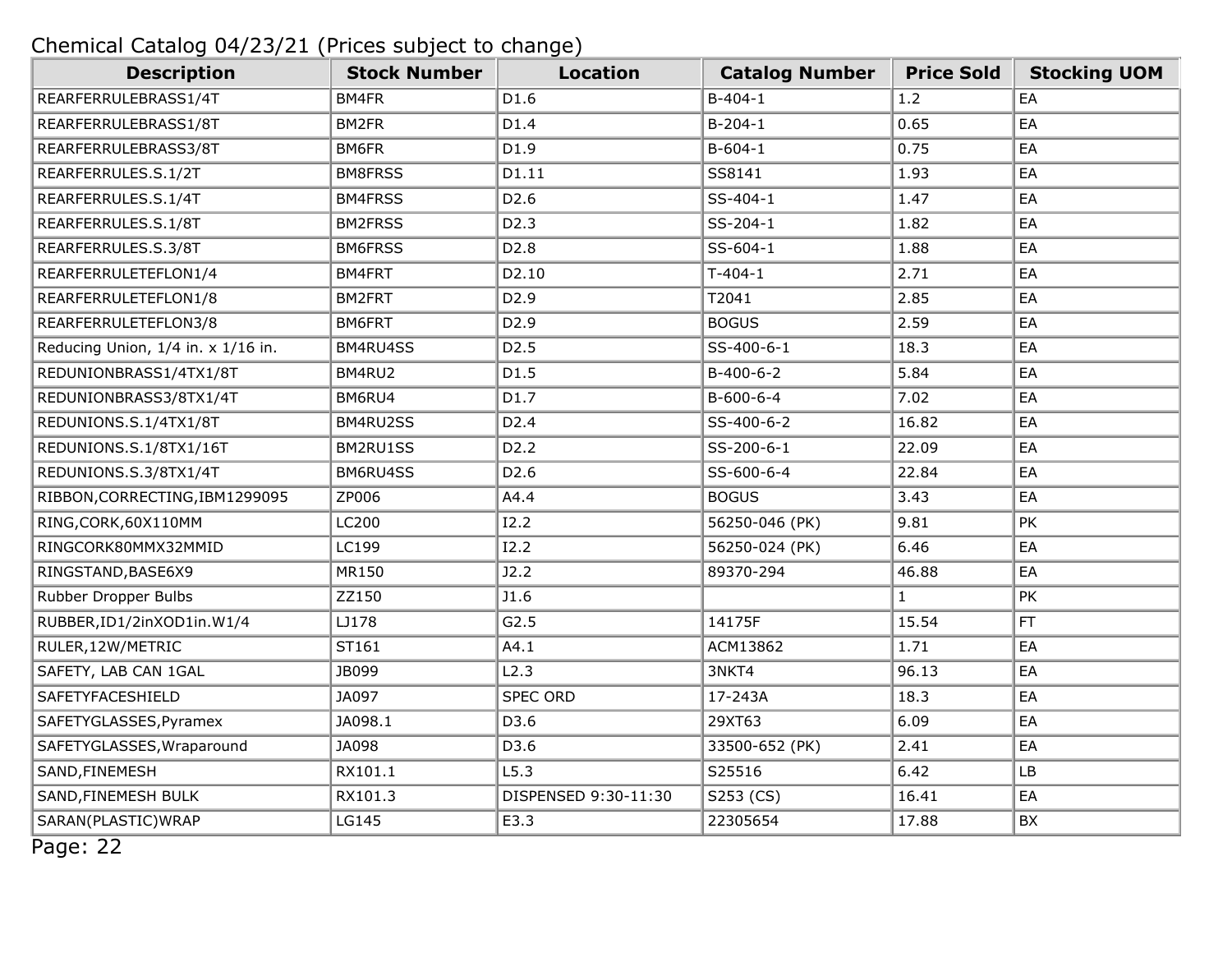Chemical Catalog 04/23/21 (Prices subject to change)

| Description | Stock Number | Location | Catalog Number | Price Sold | Stocking UOM |
|---|---|---|---|---|---|
| REARFERRULEBRASS1/4T | BM4FR | D1.6 | B-404-1 | 1.2 | EA |
| REARFERRULEBRASS1/8T | BM2FR | D1.4 | B-204-1 | 0.65 | EA |
| REARFERRULEBRASS3/8T | BM6FR | D1.9 | B-604-1 | 0.75 | EA |
| REARFERRULES.S.1/2T | BM8FRSS | D1.11 | SS8141 | 1.93 | EA |
| REARFERRULES.S.1/4T | BM4FRSS | D2.6 | SS-404-1 | 1.47 | EA |
| REARFERRULES.S.1/8T | BM2FRSS | D2.3 | SS-204-1 | 1.82 | EA |
| REARFERRULES.S.3/8T | BM6FRSS | D2.8 | SS-604-1 | 1.88 | EA |
| REARFERRULETEFLON1/4 | BM4FRT | D2.10 | T-404-1 | 2.71 | EA |
| REARFERRULETEFLON1/8 | BM2FRT | D2.9 | T2041 | 2.85 | EA |
| REARFERRULETEFLON3/8 | BM6FRT | D2.9 | BOGUS | 2.59 | EA |
| Reducing Union, 1/4 in. x 1/16 in. | BM4RU4SS | D2.5 | SS-400-6-1 | 18.3 | EA |
| REDUNIONBRASS1/4TX1/8T | BM4RU2 | D1.5 | B-400-6-2 | 5.84 | EA |
| REDUNIONBRASS3/8TX1/4T | BM6RU4 | D1.7 | B-600-6-4 | 7.02 | EA |
| REDUNIONS.S.1/4TX1/8T | BM4RU2SS | D2.4 | SS-400-6-2 | 16.82 | EA |
| REDUNIONS.S.1/8TX1/16T | BM2RU1SS | D2.2 | SS-200-6-1 | 22.09 | EA |
| REDUNIONS.S.3/8TX1/4T | BM6RU4SS | D2.6 | SS-600-6-4 | 22.84 | EA |
| RIBBON,CORRECTING,IBM1299095 | ZP006 | A4.4 | BOGUS | 3.43 | EA |
| RING,CORK,60X110MM | LC200 | I2.2 | 56250-046 (PK) | 9.81 | PK |
| RINGCORK80MMX32MMID | LC199 | I2.2 | 56250-024 (PK) | 6.46 | EA |
| RINGSTAND,BASE6X9 | MR150 | J2.2 | 89370-294 | 46.88 | EA |
| Rubber Dropper Bulbs | ZZ150 | J1.6 | | 1 | PK |
| RUBBER,ID1/2inXOD1in.W1/4 | LJ178 | G2.5 | 14175F | 15.54 | FT |
| RULER,12W/METRIC | ST161 | A4.1 | ACM13862 | 1.71 | EA |
| SAFETY, LAB CAN 1GAL | JB099 | L2.3 | 3NKT4 | 96.13 | EA |
| SAFETYFACESHIELD | JA097 | SPEC ORD | 17-243A | 18.3 | EA |
| SAFETYGLASSES,Pyramex | JA098.1 | D3.6 | 29XT63 | 6.09 | EA |
| SAFETYGLASSES,Wraparound | JA098 | D3.6 | 33500-652 (PK) | 2.41 | EA |
| SAND,FINEMESH | RX101.1 | L5.3 | S25516 | 6.42 | LB |
| SAND,FINEMESH BULK | RX101.3 | DISPENSED 9:30-11:30 | S253 (CS) | 16.41 | EA |
| SARAN(PLASTIC)WRAP | LG145 | E3.3 | 22305654 | 17.88 | BX |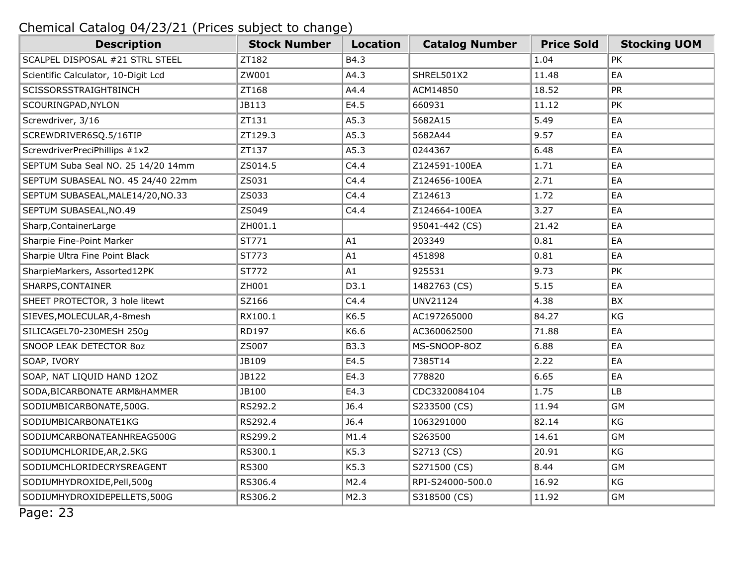Chemical Catalog 04/23/21 (Prices subject to change)

| Description | Stock Number | Location | Catalog Number | Price Sold | Stocking UOM |
|---|---|---|---|---|---|
| SCALPEL DISPOSAL #21 STRL STEEL | ZT182 | B4.3 | | 1.04 | PK |
| Scientific Calculator, 10-Digit Lcd | ZW001 | A4.3 | SHREL501X2 | 11.48 | EA |
| SCISSORSSTRAIGHT8INCH | ZT168 | A4.4 | ACM14850 | 18.52 | PR |
| SCOURINGPAD,NYLON | JB113 | E4.5 | 660931 | 11.12 | PK |
| Screwdriver, 3/16 | ZT131 | A5.3 | 5682A15 | 5.49 | EA |
| SCREWDRIVER6SQ.5/16TIP | ZT129.3 | A5.3 | 5682A44 | 9.57 | EA |
| ScrewdriverPreciPhillips #1x2 | ZT137 | A5.3 | 0244367 | 6.48 | EA |
| SEPTUM Suba Seal NO. 25 14/20 14mm | ZS014.5 | C4.4 | Z124591-100EA | 1.71 | EA |
| SEPTUM SUBASEAL NO. 45 24/40 22mm | ZS031 | C4.4 | Z124656-100EA | 2.71 | EA |
| SEPTUM SUBASEAL,MALE14/20,NO.33 | ZS033 | C4.4 | Z124613 | 1.72 | EA |
| SEPTUM SUBASEAL,NO.49 | ZS049 | C4.4 | Z124664-100EA | 3.27 | EA |
| Sharp,ContainerLarge | ZH001.1 | | 95041-442 (CS) | 21.42 | EA |
| Sharpie Fine-Point Marker | ST771 | A1 | 203349 | 0.81 | EA |
| Sharpie Ultra Fine Point Black | ST773 | A1 | 451898 | 0.81 | EA |
| SharpieMarkers, Assorted12PK | ST772 | A1 | 925531 | 9.73 | PK |
| SHARPS,CONTAINER | ZH001 | D3.1 | 1482763 (CS) | 5.15 | EA |
| SHEET PROTECTOR, 3 hole litewt | SZ166 | C4.4 | UNV21124 | 4.38 | BX |
| SIEVES,MOLECULAR,4-8mesh | RX100.1 | K6.5 | AC197265000 | 84.27 | KG |
| SILICAGEL70-230MESH 250g | RD197 | K6.6 | AC360062500 | 71.88 | EA |
| SNOOP LEAK DETECTOR 8oz | ZS007 | B3.3 | MS-SNOOP-8OZ | 6.88 | EA |
| SOAP, IVORY | JB109 | E4.5 | 7385T14 | 2.22 | EA |
| SOAP, NAT LIQUID HAND 12OZ | JB122 | E4.3 | 778820 | 6.65 | EA |
| SODA,BICARBONATE ARM&HAMMER | JB100 | E4.3 | CDC3320084104 | 1.75 | LB |
| SODIUMBICARBONATE,500G. | RS292.2 | J6.4 | S233500 (CS) | 11.94 | GM |
| SODIUMBICARBONATE1KG | RS292.4 | J6.4 | 1063291000 | 82.14 | KG |
| SODIUMCARBONATEANHREAG500G | RS299.2 | M1.4 | S263500 | 14.61 | GM |
| SODIUMCHLORIDE,AR,2.5KG | RS300.1 | K5.3 | S2713 (CS) | 20.91 | KG |
| SODIUMCHLORIDECRYSREAGENT | RS300 | K5.3 | S271500 (CS) | 8.44 | GM |
| SODIUMHYDROXIDE,Pell,500g | RS306.4 | M2.4 | RPI-S24000-500.0 | 16.92 | KG |
| SODIUMHYDROXIDEPELLETS,500G | RS306.2 | M2.3 | S318500 (CS) | 11.92 | GM |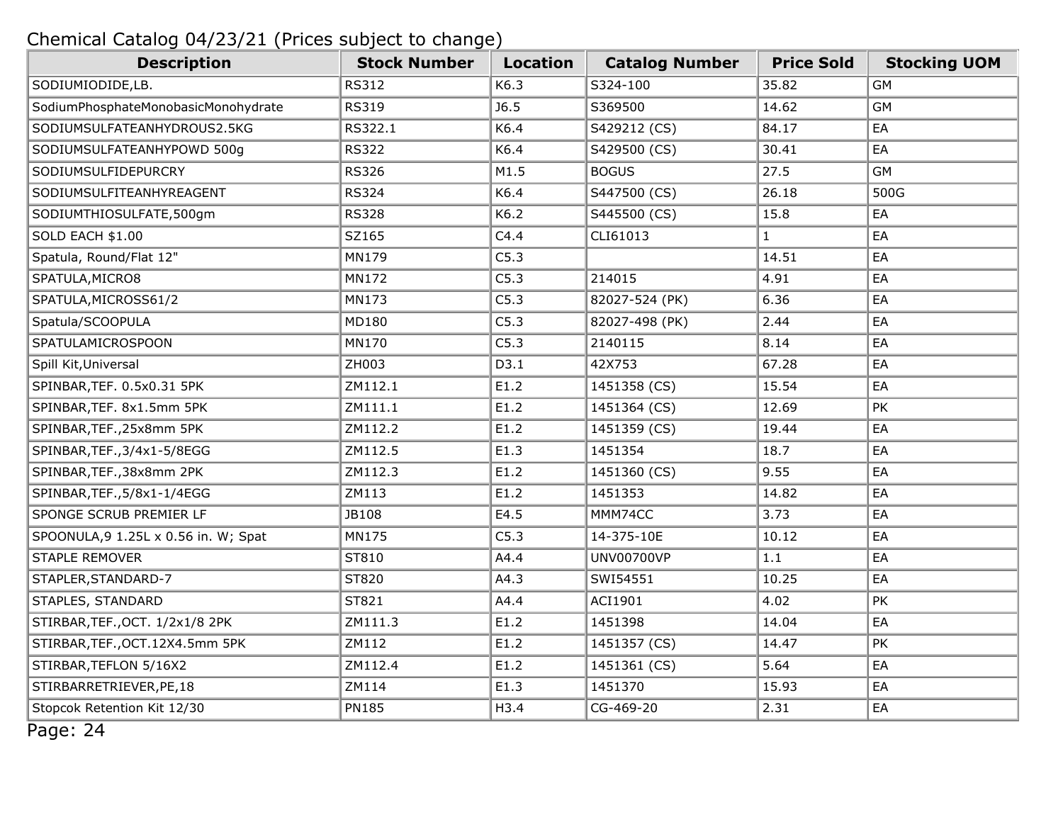Chemical Catalog 04/23/21 (Prices subject to change)

| Description | Stock Number | Location | Catalog Number | Price Sold | Stocking UOM |
|---|---|---|---|---|---|
| SODIUMIODIDE,LB. | RS312 | K6.3 | S324-100 | 35.82 | GM |
| SodiumPhosphateMonobasicMonohydrate | RS319 | J6.5 | S369500 | 14.62 | GM |
| SODIUMSULFATEANHYDROUS2.5KG | RS322.1 | K6.4 | S429212 (CS) | 84.17 | EA |
| SODIUMSULFATEANHYPOWD 500g | RS322 | K6.4 | S429500 (CS) | 30.41 | EA |
| SODIUMSULFIDEPURCRY | RS326 | M1.5 | BOGUS | 27.5 | GM |
| SODIUMSULFITEANHYREAGENT | RS324 | K6.4 | S447500 (CS) | 26.18 | 500G |
| SODIUMTHIOSULFATE,500gm | RS328 | K6.2 | S445500 (CS) | 15.8 | EA |
| SOLD EACH $1.00 | SZ165 | C4.4 | CLI61013 | 1 | EA |
| Spatula, Round/Flat 12" | MN179 | C5.3 | | 14.51 | EA |
| SPATULA,MICRO8 | MN172 | C5.3 | 214015 | 4.91 | EA |
| SPATULA,MICROSS61/2 | MN173 | C5.3 | 82027-524 (PK) | 6.36 | EA |
| Spatula/SCOOPULA | MD180 | C5.3 | 82027-498 (PK) | 2.44 | EA |
| SPATULAMICROSPOON | MN170 | C5.3 | 2140115 | 8.14 | EA |
| Spill Kit,Universal | ZH003 | D3.1 | 42X753 | 67.28 | EA |
| SPINBAR,TEF. 0.5x0.31 5PK | ZM112.1 | E1.2 | 1451358 (CS) | 15.54 | EA |
| SPINBAR,TEF. 8x1.5mm 5PK | ZM111.1 | E1.2 | 1451364 (CS) | 12.69 | PK |
| SPINBAR,TEF.,25x8mm 5PK | ZM112.2 | E1.2 | 1451359 (CS) | 19.44 | EA |
| SPINBAR,TEF.,3/4x1-5/8EGG | ZM112.5 | E1.3 | 1451354 | 18.7 | EA |
| SPINBAR,TEF.,38x8mm 2PK | ZM112.3 | E1.2 | 1451360 (CS) | 9.55 | EA |
| SPINBAR,TEF.,5/8x1-1/4EGG | ZM113 | E1.2 | 1451353 | 14.82 | EA |
| SPONGE SCRUB PREMIER LF | JB108 | E4.5 | MMM74CC | 3.73 | EA |
| SPOONULA,9 1.25L x 0.56 in. W; Spat | MN175 | C5.3 | 14-375-10E | 10.12 | EA |
| STAPLE REMOVER | ST810 | A4.4 | UNV00700VP | 1.1 | EA |
| STAPLER,STANDARD-7 | ST820 | A4.3 | SWI54551 | 10.25 | EA |
| STAPLES, STANDARD | ST821 | A4.4 | ACI1901 | 4.02 | PK |
| STIRBAR,TEF.,OCT. 1/2x1/8 2PK | ZM111.3 | E1.2 | 1451398 | 14.04 | EA |
| STIRBAR,TEF.,OCT.12X4.5mm 5PK | ZM112 | E1.2 | 1451357 (CS) | 14.47 | PK |
| STIRBAR,TEFLON 5/16X2 | ZM112.4 | E1.2 | 1451361 (CS) | 5.64 | EA |
| STIRBARRETRIEVER,PE,18 | ZM114 | E1.3 | 1451370 | 15.93 | EA |
| Stopcok Retention Kit 12/30 | PN185 | H3.4 | CG-469-20 | 2.31 | EA |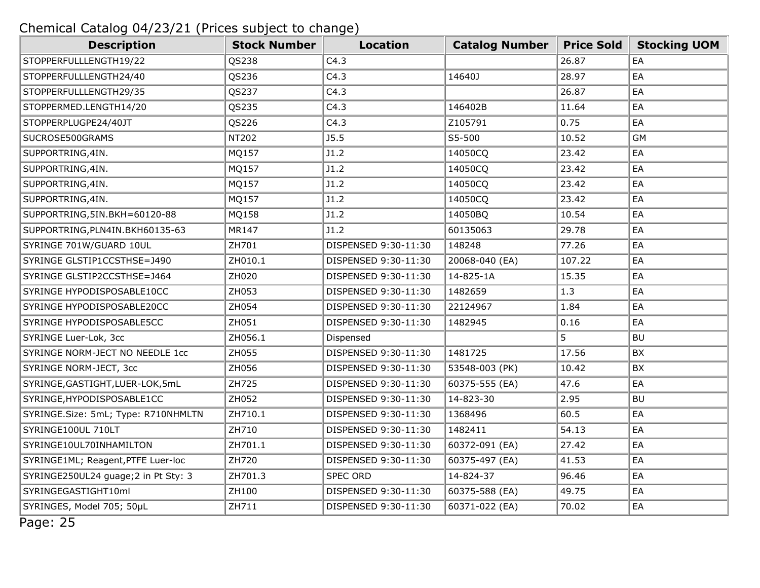Chemical Catalog 04/23/21 (Prices subject to change)

| Description | Stock Number | Location | Catalog Number | Price Sold | Stocking UOM |
|---|---|---|---|---|---|
| STOPPERFULLLENGTH19/22 | QS238 | C4.3 | | 26.87 | EA |
| STOPPERFULLLENGTH24/40 | QS236 | C4.3 | 14640J | 28.97 | EA |
| STOPPERFULLLENGTH29/35 | QS237 | C4.3 | | 26.87 | EA |
| STOPPERMED.LENGTH14/20 | QS235 | C4.3 | 146402B | 11.64 | EA |
| STOPPERPLUGPE24/40JT | QS226 | C4.3 | Z105791 | 0.75 | EA |
| SUCROSE500GRAMS | NT202 | J5.5 | S5-500 | 10.52 | GM |
| SUPPORTRING,4IN. | MQ157 | J1.2 | 14050CQ | 23.42 | EA |
| SUPPORTRING,4IN. | MQ157 | J1.2 | 14050CQ | 23.42 | EA |
| SUPPORTRING,4IN. | MQ157 | J1.2 | 14050CQ | 23.42 | EA |
| SUPPORTRING,4IN. | MQ157 | J1.2 | 14050CQ | 23.42 | EA |
| SUPPORTRING,5IN.BKH=60120-88 | MQ158 | J1.2 | 14050BQ | 10.54 | EA |
| SUPPORTRING,PLN4IN.BKH60135-63 | MR147 | J1.2 | 60135063 | 29.78 | EA |
| SYRINGE 701W/GUARD 10UL | ZH701 | DISPENSED 9:30-11:30 | 148248 | 77.26 | EA |
| SYRINGE GLSTIP1CCSTHSE=J490 | ZH010.1 | DISPENSED 9:30-11:30 | 20068-040 (EA) | 107.22 | EA |
| SYRINGE GLSTIP2CCSTHSE=J464 | ZH020 | DISPENSED 9:30-11:30 | 14-825-1A | 15.35 | EA |
| SYRINGE HYPODISPOSABLE10CC | ZH053 | DISPENSED 9:30-11:30 | 1482659 | 1.3 | EA |
| SYRINGE HYPODISPOSABLE20CC | ZH054 | DISPENSED 9:30-11:30 | 22124967 | 1.84 | EA |
| SYRINGE HYPODISPOSABLE5CC | ZH051 | DISPENSED 9:30-11:30 | 1482945 | 0.16 | EA |
| SYRINGE Luer-Lok, 3cc | ZH056.1 | Dispensed | | 5 | BU |
| SYRINGE NORM-JECT NO NEEDLE 1cc | ZH055 | DISPENSED 9:30-11:30 | 1481725 | 17.56 | BX |
| SYRINGE NORM-JECT, 3cc | ZH056 | DISPENSED 9:30-11:30 | 53548-003 (PK) | 10.42 | BX |
| SYRINGE,GASTIGHT,LUER-LOK,5mL | ZH725 | DISPENSED 9:30-11:30 | 60375-555 (EA) | 47.6 | EA |
| SYRINGE,HYPODISPOSABLE1CC | ZH052 | DISPENSED 9:30-11:30 | 14-823-30 | 2.95 | BU |
| SYRINGE.Size: 5mL; Type: R710NHMLTN | ZH710.1 | DISPENSED 9:30-11:30 | 1368496 | 60.5 | EA |
| SYRINGE100UL 710LT | ZH710 | DISPENSED 9:30-11:30 | 1482411 | 54.13 | EA |
| SYRINGE10UL70INHAMILTON | ZH701.1 | DISPENSED 9:30-11:30 | 60372-091 (EA) | 27.42 | EA |
| SYRINGE1ML; Reagent,PTFE Luer-loc | ZH720 | DISPENSED 9:30-11:30 | 60375-497 (EA) | 41.53 | EA |
| SYRINGE250UL24 guage;2 in Pt Sty: 3 | ZH701.3 | SPEC ORD | 14-824-37 | 96.46 | EA |
| SYRINGEGASTIGHT10ml | ZH100 | DISPENSED 9:30-11:30 | 60375-588 (EA) | 49.75 | EA |
| SYRINGES, Model 705; 50µL | ZH711 | DISPENSED 9:30-11:30 | 60371-022 (EA) | 70.02 | EA |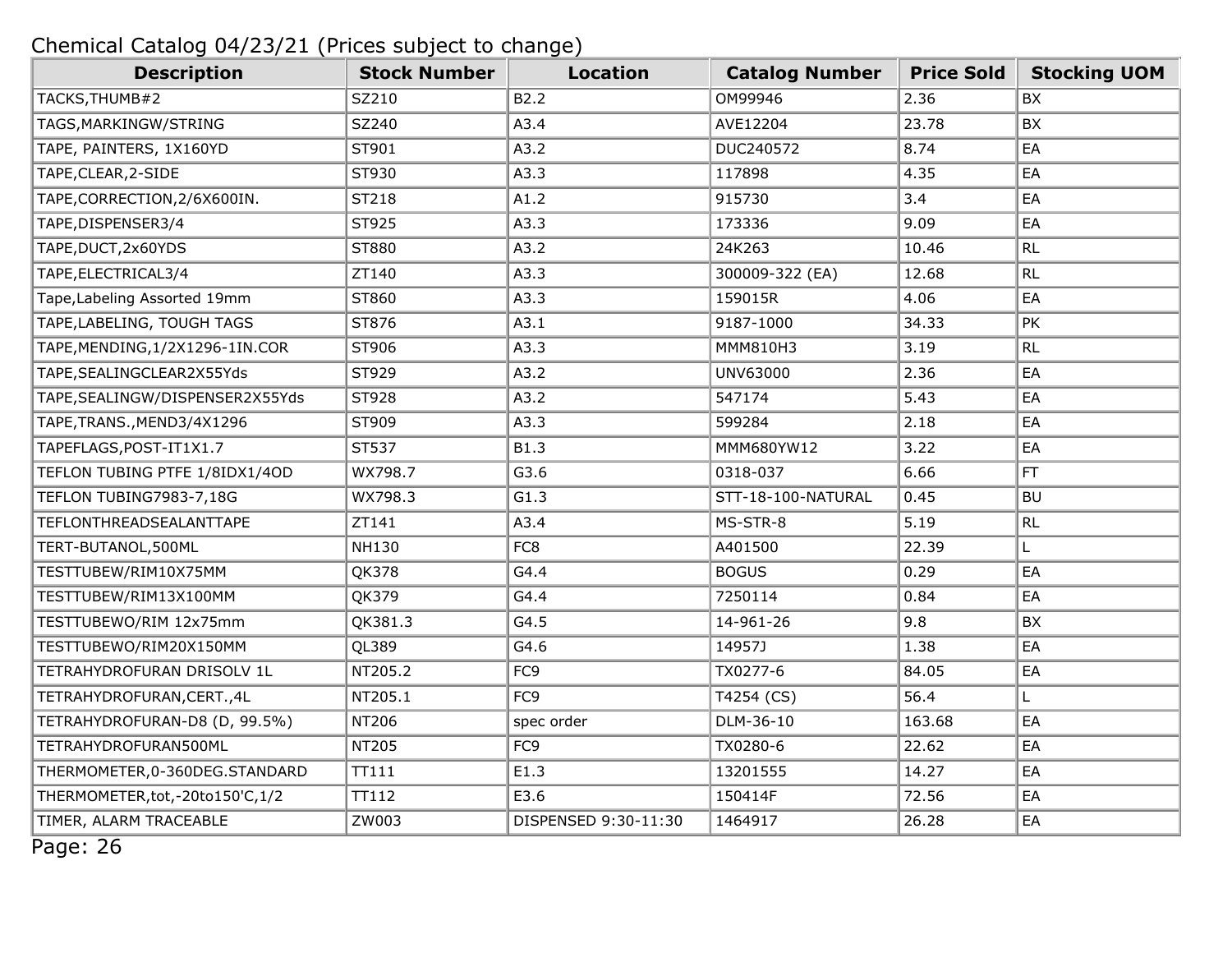Chemical Catalog 04/23/21 (Prices subject to change)

| Description | Stock Number | Location | Catalog Number | Price Sold | Stocking UOM |
|---|---|---|---|---|---|
| TACKS,THUMB#2 | SZ210 | B2.2 | OM99946 | 2.36 | BX |
| TAGS,MARKINGW/STRING | SZ240 | A3.4 | AVE12204 | 23.78 | BX |
| TAPE, PAINTERS, 1X160YD | ST901 | A3.2 | DUC240572 | 8.74 | EA |
| TAPE,CLEAR,2-SIDE | ST930 | A3.3 | 117898 | 4.35 | EA |
| TAPE,CORRECTION,2/6X600IN. | ST218 | A1.2 | 915730 | 3.4 | EA |
| TAPE,DISPENSER3/4 | ST925 | A3.3 | 173336 | 9.09 | EA |
| TAPE,DUCT,2x60YDS | ST880 | A3.2 | 24K263 | 10.46 | RL |
| TAPE,ELECTRICAL3/4 | ZT140 | A3.3 | 300009-322 (EA) | 12.68 | RL |
| Tape,Labeling Assorted 19mm | ST860 | A3.3 | 159015R | 4.06 | EA |
| TAPE,LABELING, TOUGH TAGS | ST876 | A3.1 | 9187-1000 | 34.33 | PK |
| TAPE,MENDING,1/2X1296-1IN.COR | ST906 | A3.3 | MMM810H3 | 3.19 | RL |
| TAPE,SEALINGCLEAR2X55Yds | ST929 | A3.2 | UNV63000 | 2.36 | EA |
| TAPE,SEALINGW/DISPENSER2X55Yds | ST928 | A3.2 | 547174 | 5.43 | EA |
| TAPE,TRANS.,MEND3/4X1296 | ST909 | A3.3 | 599284 | 2.18 | EA |
| TAPEFLAGS,POST-IT1X1.7 | ST537 | B1.3 | MMM680YW12 | 3.22 | EA |
| TEFLON TUBING PTFE 1/8IDX1/4OD | WX798.7 | G3.6 | 0318-037 | 6.66 | FT |
| TEFLON TUBING7983-7,18G | WX798.3 | G1.3 | STT-18-100-NATURAL | 0.45 | BU |
| TEFLONTHREADSEALANTTAPE | ZT141 | A3.4 | MS-STR-8 | 5.19 | RL |
| TERT-BUTANOL,500ML | NH130 | FC8 | A401500 | 22.39 | L |
| TESTTUBEW/RIM10X75MM | QK378 | G4.4 | BOGUS | 0.29 | EA |
| TESTTUBEW/RIM13X100MM | QK379 | G4.4 | 7250114 | 0.84 | EA |
| TESTTUBEWO/RIM 12x75mm | QK381.3 | G4.5 | 14-961-26 | 9.8 | BX |
| TESTTUBEWO/RIM20X150MM | QL389 | G4.6 | 14957J | 1.38 | EA |
| TETRAHYDROFURAN DRISOLV 1L | NT205.2 | FC9 | TX0277-6 | 84.05 | EA |
| TETRAHYDROFURAN,CERT.,4L | NT205.1 | FC9 | T4254 (CS) | 56.4 | L |
| TETRAHYDROFURAN-D8 (D, 99.5%) | NT206 | spec order | DLM-36-10 | 163.68 | EA |
| TETRAHYDROFURAN500ML | NT205 | FC9 | TX0280-6 | 22.62 | EA |
| THERMOMETER,0-360DEG.STANDARD | TT111 | E1.3 | 13201555 | 14.27 | EA |
| THERMOMETER,tot,-20to150'C,1/2 | TT112 | E3.6 | 150414F | 72.56 | EA |
| TIMER, ALARM TRACEABLE | ZW003 | DISPENSED 9:30-11:30 | 1464917 | 26.28 | EA |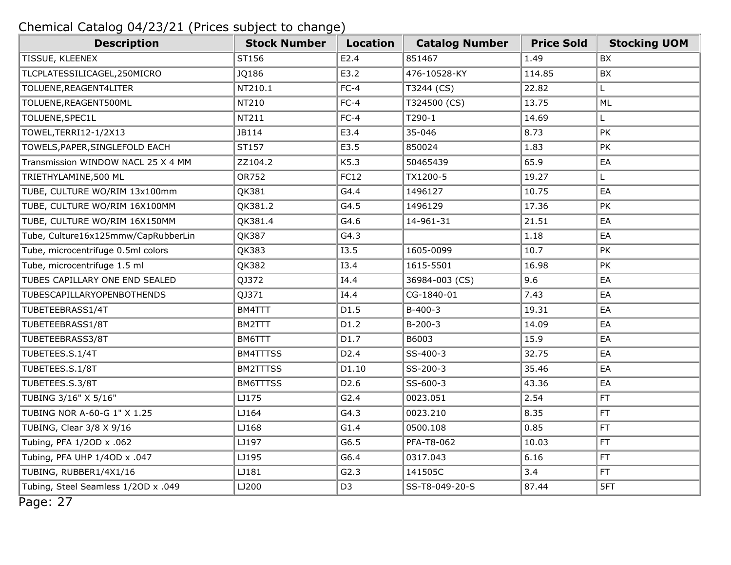Chemical Catalog 04/23/21 (Prices subject to change)

| Description | Stock Number | Location | Catalog Number | Price Sold | Stocking UOM |
|---|---|---|---|---|---|
| TISSUE, KLEENEX | ST156 | E2.4 | 851467 | 1.49 | BX |
| TLCPLATESSILICAGEL,250MICRO | JQ186 | E3.2 | 476-10528-KY | 114.85 | BX |
| TOLUENE,REAGENT4LITER | NT210.1 | FC-4 | T3244 (CS) | 22.82 | L |
| TOLUENE,REAGENT500ML | NT210 | FC-4 | T324500 (CS) | 13.75 | ML |
| TOLUENE,SPEC1L | NT211 | FC-4 | T290-1 | 14.69 | L |
| TOWEL,TERRI12-1/2X13 | JB114 | E3.4 | 35-046 | 8.73 | PK |
| TOWELS,PAPER,SINGLEFOLD EACH | ST157 | E3.5 | 850024 | 1.83 | PK |
| Transmission WINDOW NACL 25 X 4 MM | ZZ104.2 | K5.3 | 50465439 | 65.9 | EA |
| TRIETHYLAMINE,500 ML | OR752 | FC12 | TX1200-5 | 19.27 | L |
| TUBE, CULTURE WO/RIM 13x100mm | QK381 | G4.4 | 1496127 | 10.75 | EA |
| TUBE, CULTURE WO/RIM 16X100MM | QK381.2 | G4.5 | 1496129 | 17.36 | PK |
| TUBE, CULTURE WO/RIM 16X150MM | QK381.4 | G4.6 | 14-961-31 | 21.51 | EA |
| Tube, Culture16x125mmw/CapRubberLin | QK387 | G4.3 | | 1.18 | EA |
| Tube, microcentrifuge 0.5ml colors | QK383 | I3.5 | 1605-0099 | 10.7 | PK |
| Tube, microcentrifuge 1.5 ml | QK382 | I3.4 | 1615-5501 | 16.98 | PK |
| TUBES CAPILLARY ONE END SEALED | QJ372 | I4.4 | 36984-003 (CS) | 9.6 | EA |
| TUBESCAPILLARYOPENBOTHENDS | QJ371 | I4.4 | CG-1840-01 | 7.43 | EA |
| TUBETEEBRASS1/4T | BM4TTT | D1.5 | B-400-3 | 19.31 | EA |
| TUBETEEBRASS1/8T | BM2TTT | D1.2 | B-200-3 | 14.09 | EA |
| TUBETEEBRASS3/8T | BM6TTT | D1.7 | B6003 | 15.9 | EA |
| TUBETEES.S.1/4T | BM4TTTSS | D2.4 | SS-400-3 | 32.75 | EA |
| TUBETEES.S.1/8T | BM2TTTSS | D1.10 | SS-200-3 | 35.46 | EA |
| TUBETEES.S.3/8T | BM6TTTSS | D2.6 | SS-600-3 | 43.36 | EA |
| TUBING 3/16" X 5/16" | LJ175 | G2.4 | 0023.051 | 2.54 | FT |
| TUBING NOR A-60-G 1" X 1.25 | LJ164 | G4.3 | 0023.210 | 8.35 | FT |
| TUBING, Clear 3/8 X 9/16 | LJ168 | G1.4 | 0500.108 | 0.85 | FT |
| Tubing, PFA 1/2OD x .062 | LJ197 | G6.5 | PFA-T8-062 | 10.03 | FT |
| Tubing, PFA UHP 1/4OD x .047 | LJ195 | G6.4 | 0317.043 | 6.16 | FT |
| TUBING, RUBBER1/4X1/16 | LJ181 | G2.3 | 141505C | 3.4 | FT |
| Tubing, Steel Seamless 1/2OD x .049 | LJ200 | D3 | SS-T8-049-20-S | 87.44 | 5FT |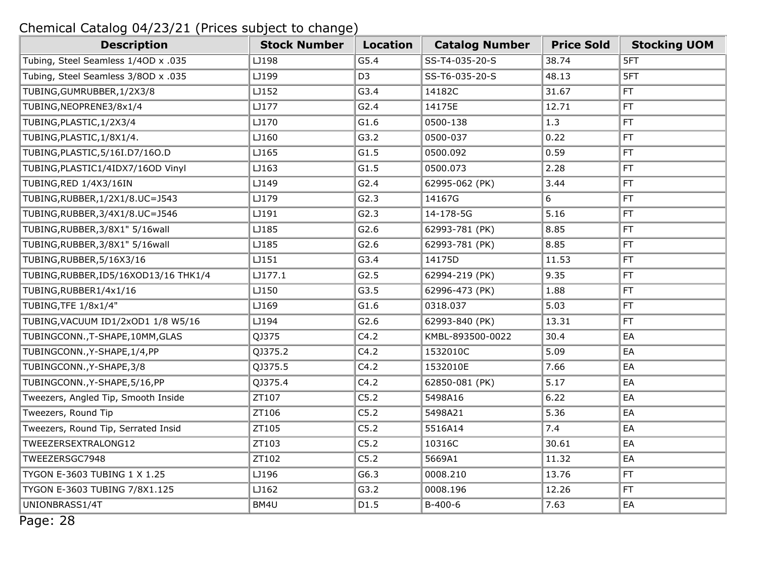Chemical Catalog 04/23/21 (Prices subject to change)

| Description | Stock Number | Location | Catalog Number | Price Sold | Stocking UOM |
|---|---|---|---|---|---|
| Tubing, Steel Seamless 1/4OD x .035 | LJ198 | G5.4 | SS-T4-035-20-S | 38.74 | 5FT |
| Tubing, Steel Seamless 3/8OD x .035 | LJ199 | D3 | SS-T6-035-20-S | 48.13 | 5FT |
| TUBING,GUMRUBBER,1/2X3/8 | LJ152 | G3.4 | 14182C | 31.67 | FT |
| TUBING,NEOPRENE3/8x1/4 | LJ177 | G2.4 | 14175E | 12.71 | FT |
| TUBING,PLASTIC,1/2X3/4 | LJ170 | G1.6 | 0500-138 | 1.3 | FT |
| TUBING,PLASTIC,1/8X1/4. | LJ160 | G3.2 | 0500-037 | 0.22 | FT |
| TUBING,PLASTIC,5/16I.D7/16O.D | LJ165 | G1.5 | 0500.092 | 0.59 | FT |
| TUBING,PLASTIC1/4IDX7/16OD Vinyl | LJ163 | G1.5 | 0500.073 | 2.28 | FT |
| TUBING,RED 1/4X3/16IN | LJ149 | G2.4 | 62995-062 (PK) | 3.44 | FT |
| TUBING,RUBBER,1/2X1/8.UC=J543 | LJ179 | G2.3 | 14167G | 6 | FT |
| TUBING,RUBBER,3/4X1/8.UC=J546 | LJ191 | G2.3 | 14-178-5G | 5.16 | FT |
| TUBING,RUBBER,3/8X1" 5/16wall | LJ185 | G2.6 | 62993-781 (PK) | 8.85 | FT |
| TUBING,RUBBER,3/8X1" 5/16wall | LJ185 | G2.6 | 62993-781 (PK) | 8.85 | FT |
| TUBING,RUBBER,5/16X3/16 | LJ151 | G3.4 | 14175D | 11.53 | FT |
| TUBING,RUBBER,ID5/16XOD13/16 THK1/4 | LJ177.1 | G2.5 | 62994-219 (PK) | 9.35 | FT |
| TUBING,RUBBER1/4x1/16 | LJ150 | G3.5 | 62996-473 (PK) | 1.88 | FT |
| TUBING,TFE 1/8x1/4" | LJ169 | G1.6 | 0318.037 | 5.03 | FT |
| TUBING,VACUUM ID1/2xOD1 1/8 W5/16 | LJ194 | G2.6 | 62993-840 (PK) | 13.31 | FT |
| TUBINGCONN.,T-SHAPE,10MM,GLAS | QJ375 | C4.2 | KMBL-893500-0022 | 30.4 | EA |
| TUBINGCONN.,Y-SHAPE,1/4,PP | QJ375.2 | C4.2 | 1532010C | 5.09 | EA |
| TUBINGCONN.,Y-SHAPE,3/8 | QJ375.5 | C4.2 | 1532010E | 7.66 | EA |
| TUBINGCONN.,Y-SHAPE,5/16,PP | QJ375.4 | C4.2 | 62850-081 (PK) | 5.17 | EA |
| Tweezers, Angled Tip, Smooth Inside | ZT107 | C5.2 | 5498A16 | 6.22 | EA |
| Tweezers, Round Tip | ZT106 | C5.2 | 5498A21 | 5.36 | EA |
| Tweezers, Round Tip, Serrated Insid | ZT105 | C5.2 | 5516A14 | 7.4 | EA |
| TWEEZERSEXTRALONG12 | ZT103 | C5.2 | 10316C | 30.61 | EA |
| TWEEZERSGC7948 | ZT102 | C5.2 | 5669A1 | 11.32 | EA |
| TYGON E-3603 TUBING 1 X 1.25 | LJ196 | G6.3 | 0008.210 | 13.76 | FT |
| TYGON E-3603 TUBING 7/8X1.125 | LJ162 | G3.2 | 0008.196 | 12.26 | FT |
| UNIONBRASS1/4T | BM4U | D1.5 | B-400-6 | 7.63 | EA |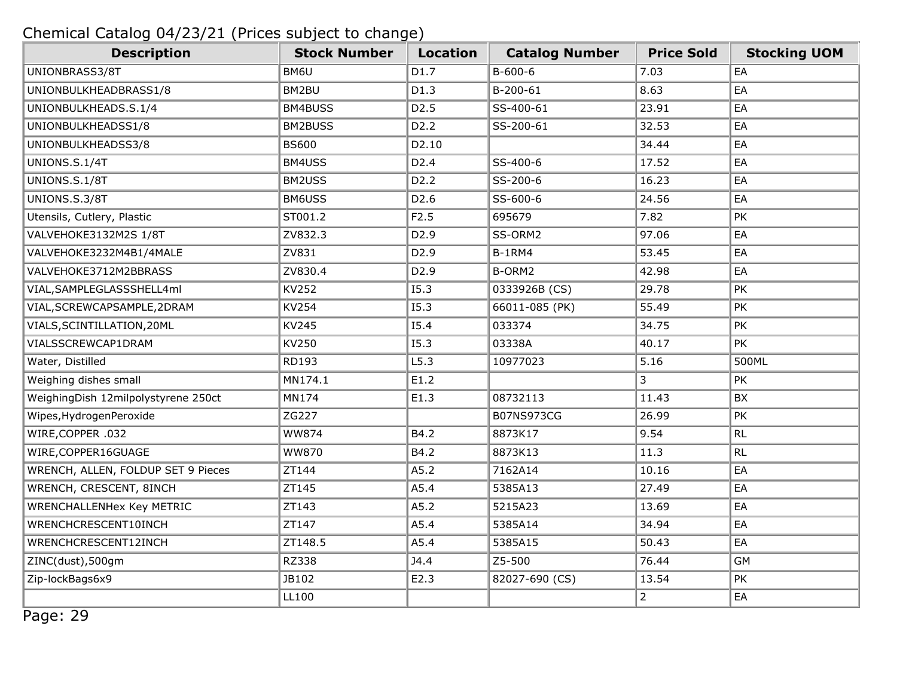Chemical Catalog 04/23/21 (Prices subject to change)

| Description | Stock Number | Location | Catalog Number | Price Sold | Stocking UOM |
|---|---|---|---|---|---|
| UNIONBRASS3/8T | BM6U | D1.7 | B-600-6 | 7.03 | EA |
| UNIONBULKHEADBRASS1/8 | BM2BU | D1.3 | B-200-61 | 8.63 | EA |
| UNIONBULKHEADS.S.1/4 | BM4BUSS | D2.5 | SS-400-61 | 23.91 | EA |
| UNIONBULKHEADSS1/8 | BM2BUSS | D2.2 | SS-200-61 | 32.53 | EA |
| UNIONBULKHEADSS3/8 | BS600 | D2.10 | | 34.44 | EA |
| UNIONS.S.1/4T | BM4USS | D2.4 | SS-400-6 | 17.52 | EA |
| UNIONS.S.1/8T | BM2USS | D2.2 | SS-200-6 | 16.23 | EA |
| UNIONS.S.3/8T | BM6USS | D2.6 | SS-600-6 | 24.56 | EA |
| Utensils, Cutlery, Plastic | ST001.2 | F2.5 | 695679 | 7.82 | PK |
| VALVEHOKE3132M2S 1/8T | ZV832.3 | D2.9 | SS-ORM2 | 97.06 | EA |
| VALVEHOKE3232M4B1/4MALE | ZV831 | D2.9 | B-1RM4 | 53.45 | EA |
| VALVEHOKE3712M2BBRASS | ZV830.4 | D2.9 | B-ORM2 | 42.98 | EA |
| VIAL,SAMPLEGLASSSHELL4ml | KV252 | I5.3 | 0333926B (CS) | 29.78 | PK |
| VIAL,SCREWCAPSAMPLE,2DRAM | KV254 | I5.3 | 66011-085 (PK) | 55.49 | PK |
| VIALS,SCINTILLATION,20ML | KV245 | I5.4 | 033374 | 34.75 | PK |
| VIALSSCREWCAP1DRAM | KV250 | I5.3 | 03338A | 40.17 | PK |
| Water, Distilled | RD193 | L5.3 | 10977023 | 5.16 | 500ML |
| Weighing dishes small | MN174.1 | E1.2 | | 3 | PK |
| WeighingDish 12milpolystyrene 250ct | MN174 | E1.3 | 08732113 | 11.43 | BX |
| Wipes,HydrogenPeroxide | ZG227 | | B07NS973CG | 26.99 | PK |
| WIRE,COPPER .032 | WW874 | B4.2 | 8873K17 | 9.54 | RL |
| WIRE,COPPER16GUAGE | WW870 | B4.2 | 8873K13 | 11.3 | RL |
| WRENCH, ALLEN, FOLDUP SET 9 Pieces | ZT144 | A5.2 | 7162A14 | 10.16 | EA |
| WRENCH, CRESCENT, 8INCH | ZT145 | A5.4 | 5385A13 | 27.49 | EA |
| WRENCHALLENHex Key METRIC | ZT143 | A5.2 | 5215A23 | 13.69 | EA |
| WRENCHCRESCENT10INCH | ZT147 | A5.4 | 5385A14 | 34.94 | EA |
| WRENCHCRESCENT12INCH | ZT148.5 | A5.4 | 5385A15 | 50.43 | EA |
| ZINC(dust),500gm | RZ338 | J4.4 | Z5-500 | 76.44 | GM |
| Zip-lockBags6x9 | JB102 | E2.3 | 82027-690 (CS) | 13.54 | PK |
| | LL100 | | | 2 | EA |

Page: 29